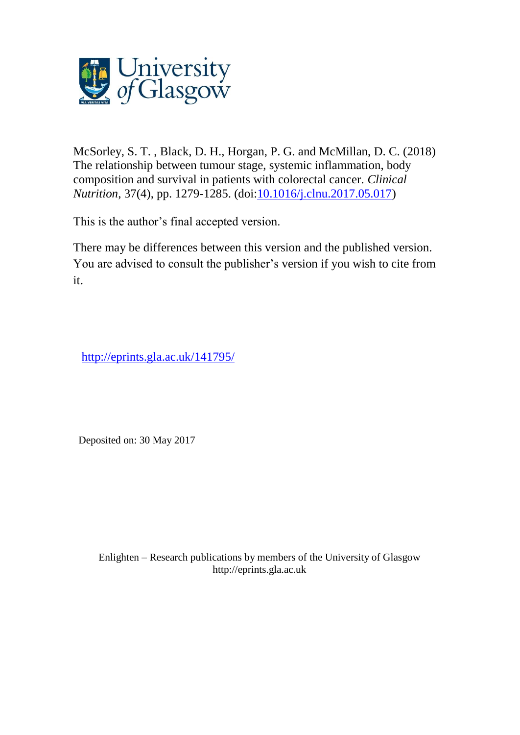McSorley, S. T. , Black, D. H., Horgan, P. G. and McMillan, D. C. (2018) The relationship between tumour stage, systemic inflammation, body composition and survival in patients with colorectal cancer. *Clinical Nutrition*, 37(4), pp. 1279-1285. (doi:10.1016/j.clnu.2017.05.017)

This is the author's final accepted version.

There may be differences between this version and the published version. You are advised to consult the publisher's version if you wish to cite from it.

http://eprints.gla.ac.uk/141795/

Deposited on: 30 May 2017

Enlighten – Research publications by members of the University of Glasgow
http://eprints.gla.ac.uk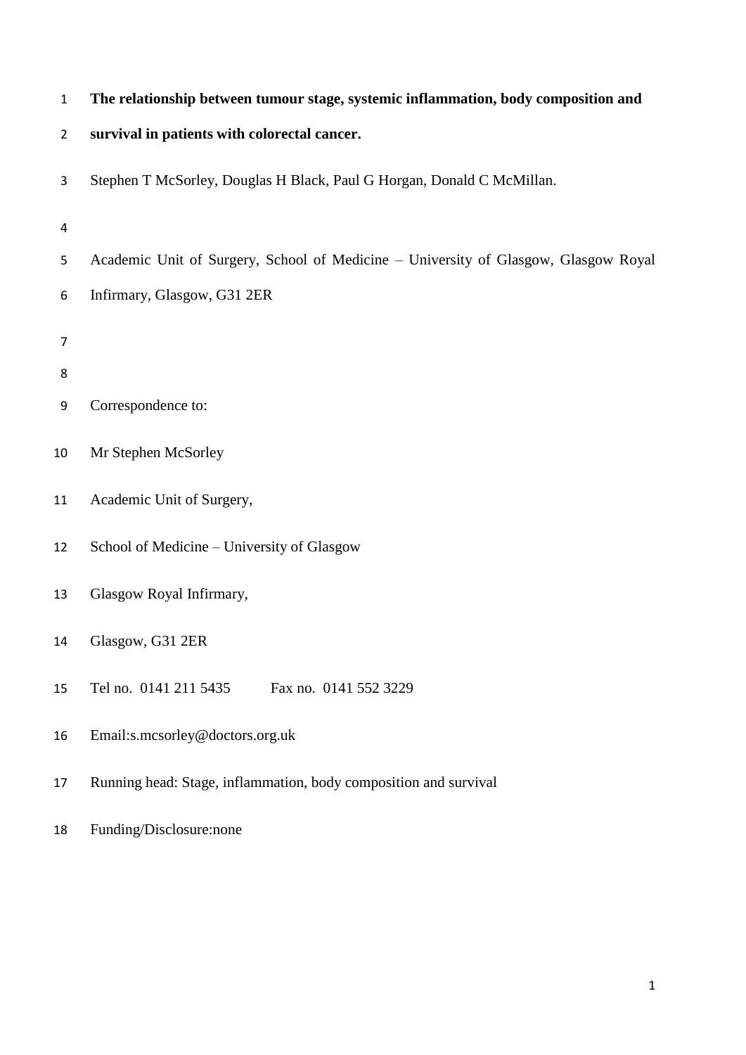# The relationship between tumour stage, systemic inflammation, body composition and survival in patients with colorectal cancer.

Stephen T McSorley, Douglas H Black, Paul G Horgan, Donald C McMillan.

Academic Unit of Surgery, School of Medicine – University of Glasgow, Glasgow Royal Infirmary, Glasgow, G31 2ER

Correspondence to:

Mr Stephen McSorley

Academic Unit of Surgery,

School of Medicine – University of Glasgow

Glasgow Royal Infirmary,

Glasgow, G31 2ER

Tel no. 0141 211 5435 Fax no. 0141 552 3229

Email:s.mcsorley@doctors.org.uk

Running head: Stage, inflammation, body composition and survival

Funding/Disclosure:none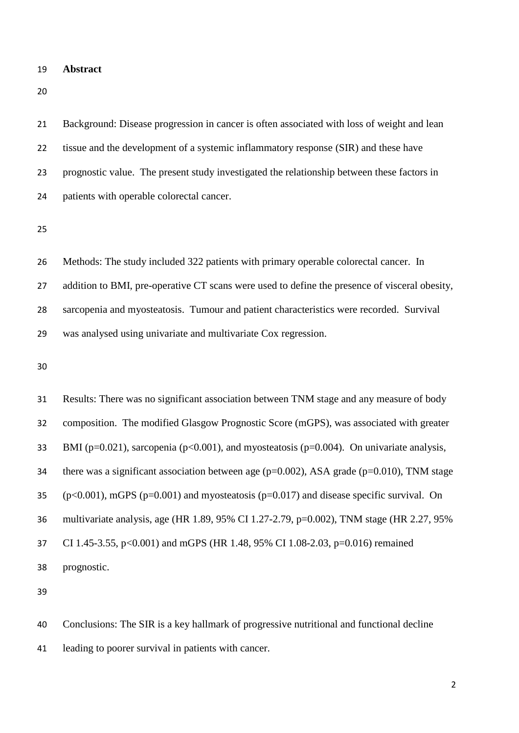## Abstract

Background: Disease progression in cancer is often associated with loss of weight and lean tissue and the development of a systemic inflammatory response (SIR) and these have prognostic value. The present study investigated the relationship between these factors in patients with operable colorectal cancer.

Methods: The study included 322 patients with primary operable colorectal cancer. In addition to BMI, pre-operative CT scans were used to define the presence of visceral obesity, sarcopenia and myosteatosis. Tumour and patient characteristics were recorded. Survival was analysed using univariate and multivariate Cox regression.

Results: There was no significant association between TNM stage and any measure of body composition. The modified Glasgow Prognostic Score (mGPS), was associated with greater BMI ($p=0.021$), sarcopenia ($p<0.001$), and myosteatosis ($p=0.004$). On univariate analysis, there was a significant association between age ($p=0.002$), ASA grade ($p=0.010$), TNM stage ($p<0.001$), mGPS ($p=0.001$) and myosteatosis ($p=0.017$) and disease specific survival. On multivariate analysis, age (HR 1.89, 95% CI 1.27-2.79, $p=0.002$), TNM stage (HR 2.27, 95% CI 1.45-3.55, $p<0.001$) and mGPS (HR 1.48, 95% CI 1.08-2.03, $p=0.016$) remained prognostic.

Conclusions: The SIR is a key hallmark of progressive nutritional and functional decline leading to poorer survival in patients with cancer.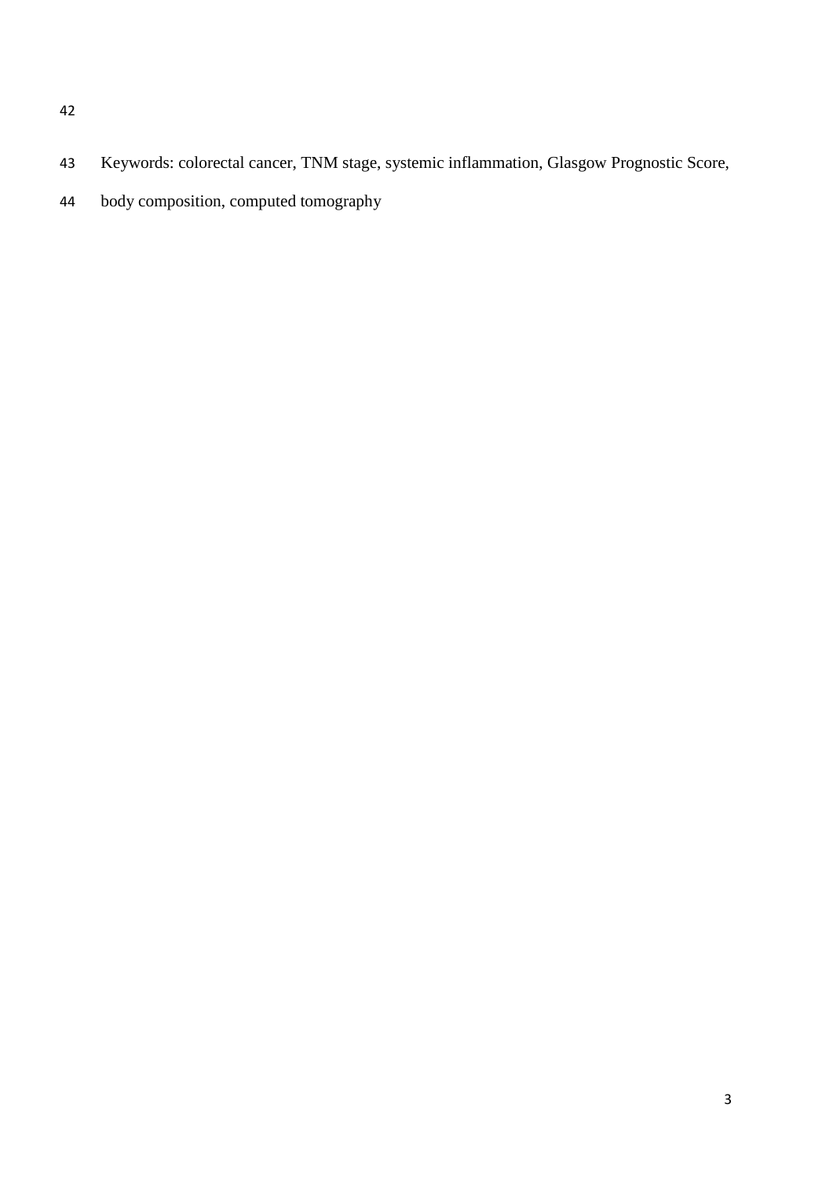Keywords: colorectal cancer, TNM stage, systemic inflammation, Glasgow Prognostic Score, body composition, computed tomography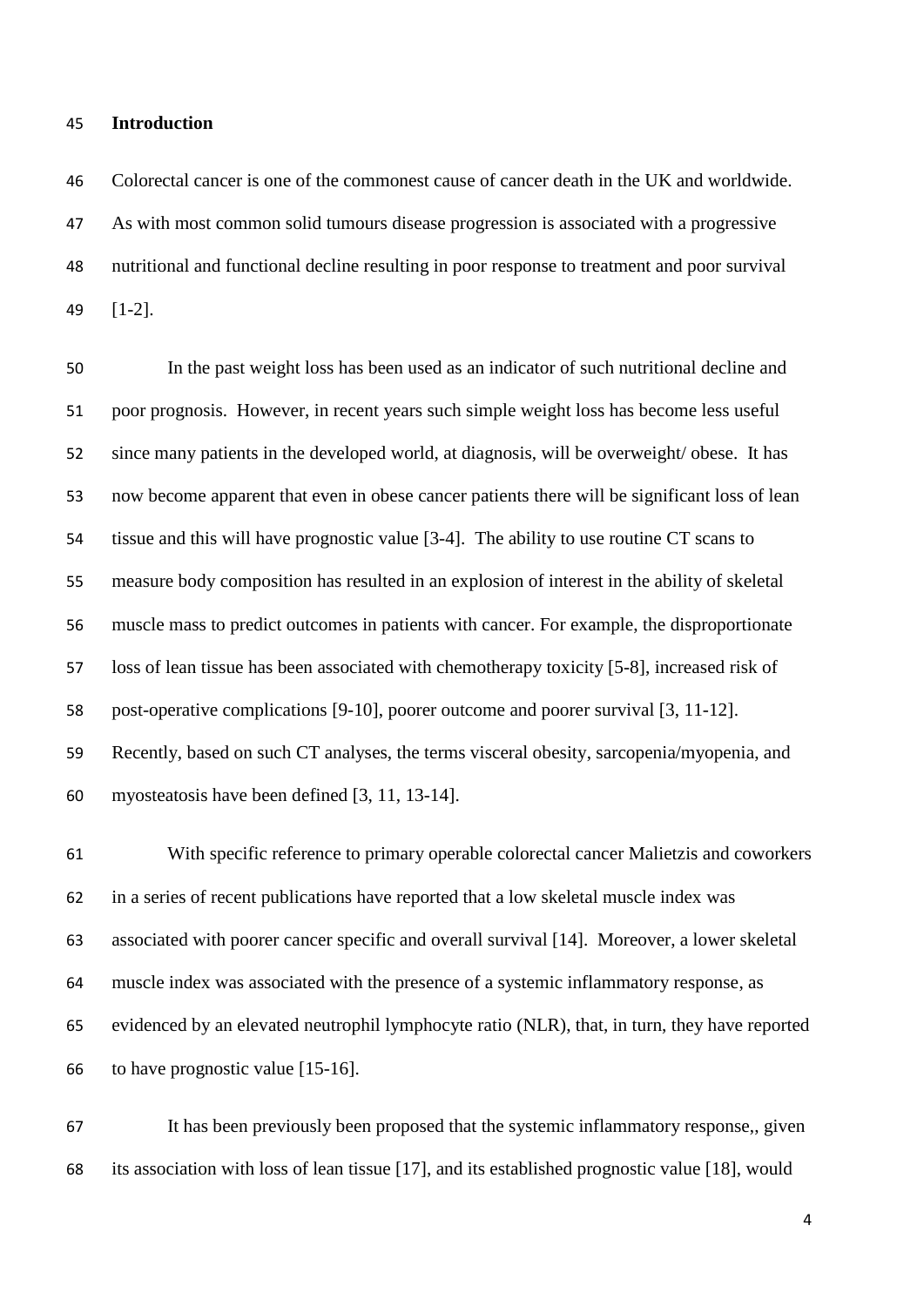## Introduction

Colorectal cancer is one of the commonest cause of cancer death in the UK and worldwide. As with most common solid tumours disease progression is associated with a progressive nutritional and functional decline resulting in poor response to treatment and poor survival [1-2].

In the past weight loss has been used as an indicator of such nutritional decline and poor prognosis. However, in recent years such simple weight loss has become less useful since many patients in the developed world, at diagnosis, will be overweight/ obese. It has now become apparent that even in obese cancer patients there will be significant loss of lean tissue and this will have prognostic value [3-4]. The ability to use routine CT scans to measure body composition has resulted in an explosion of interest in the ability of skeletal muscle mass to predict outcomes in patients with cancer. For example, the disproportionate loss of lean tissue has been associated with chemotherapy toxicity [5-8], increased risk of post-operative complications [9-10], poorer outcome and poorer survival [3, 11-12]. Recently, based on such CT analyses, the terms visceral obesity, sarcopenia/myopenia, and myosteatosis have been defined [3, 11, 13-14].

With specific reference to primary operable colorectal cancer Malietzis and coworkers in a series of recent publications have reported that a low skeletal muscle index was associated with poorer cancer specific and overall survival [14]. Moreover, a lower skeletal muscle index was associated with the presence of a systemic inflammatory response, as evidenced by an elevated neutrophil lymphocyte ratio (NLR), that, in turn, they have reported to have prognostic value [15-16].

It has been previously been proposed that the systemic inflammatory response,, given its association with loss of lean tissue [17], and its established prognostic value [18], would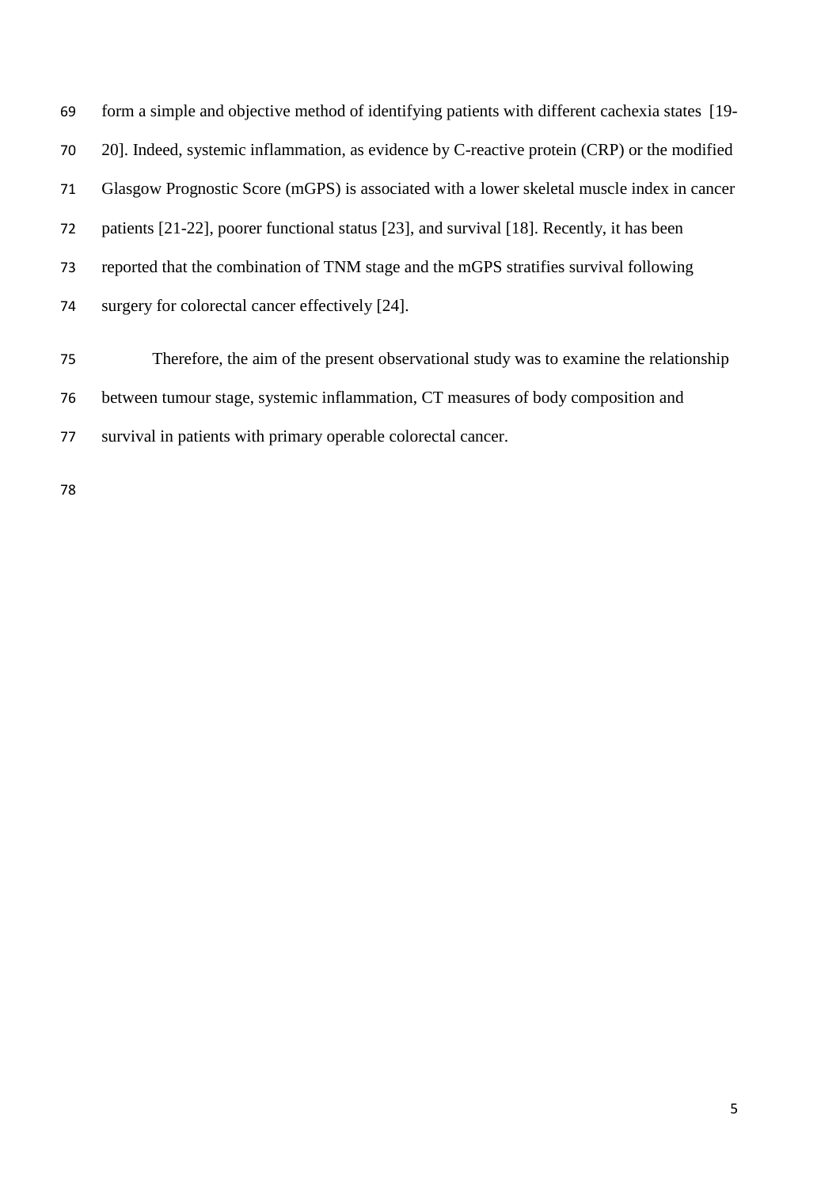form a simple and objective method of identifying patients with different cachexia states [19-20]. Indeed, systemic inflammation, as evidence by C-reactive protein (CRP) or the modified Glasgow Prognostic Score (mGPS) is associated with a lower skeletal muscle index in cancer patients [21-22], poorer functional status [23], and survival [18]. Recently, it has been reported that the combination of TNM stage and the mGPS stratifies survival following surgery for colorectal cancer effectively [24].

Therefore, the aim of the present observational study was to examine the relationship between tumour stage, systemic inflammation, CT measures of body composition and survival in patients with primary operable colorectal cancer.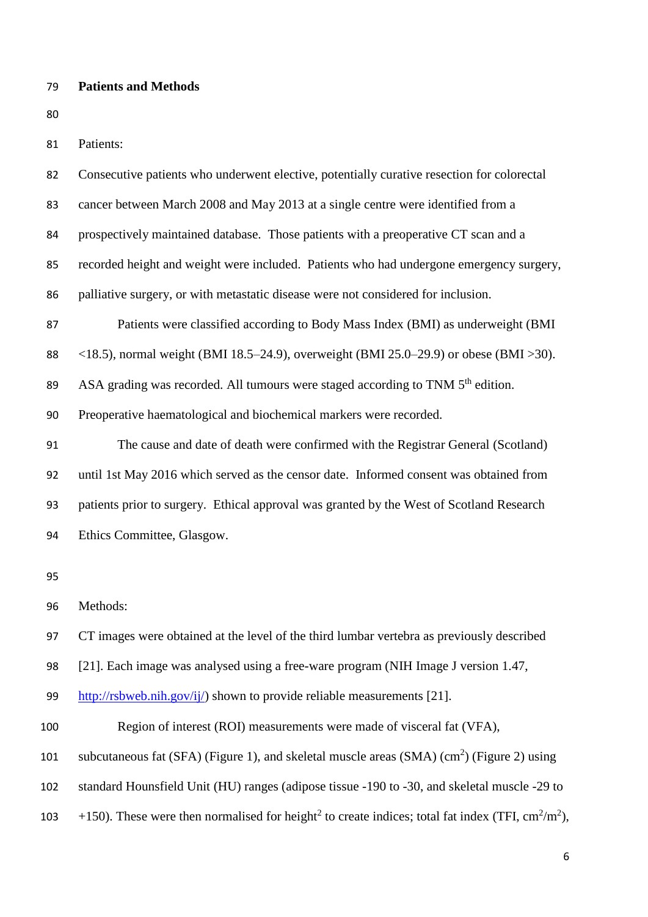**Patients and Methods**

Patients:

Consecutive patients who underwent elective, potentially curative resection for colorectal cancer between March 2008 and May 2013 at a single centre were identified from a prospectively maintained database. Those patients with a preoperative CT scan and a recorded height and weight were included. Patients who had undergone emergency surgery, palliative surgery, or with metastatic disease were not considered for inclusion.

Patients were classified according to Body Mass Index (BMI) as underweight (BMI <18.5), normal weight (BMI 18.5–24.9), overweight (BMI 25.0–29.9) or obese (BMI >30). ASA grading was recorded. All tumours were staged according to TNM 5$^{th}$ edition. Preoperative haematological and biochemical markers were recorded.

The cause and date of death were confirmed with the Registrar General (Scotland) until 1st May 2016 which served as the censor date. Informed consent was obtained from patients prior to surgery. Ethical approval was granted by the West of Scotland Research Ethics Committee, Glasgow.

Methods:

CT images were obtained at the level of the third lumbar vertebra as previously described [21]. Each image was analysed using a free-ware program (NIH Image J version 1.47, http://rsbweb.nih.gov/ij/) shown to provide reliable measurements [21].

Region of interest (ROI) measurements were made of visceral fat (VFA), subcutaneous fat (SFA) (Figure 1), and skeletal muscle areas (SMA) ($cm^2$) (Figure 2) using standard Hounsfield Unit (HU) ranges (adipose tissue -190 to -30, and skeletal muscle -29 to +150). These were then normalised for height$^2$ to create indices; total fat index (TFI, $cm^2/m^2$),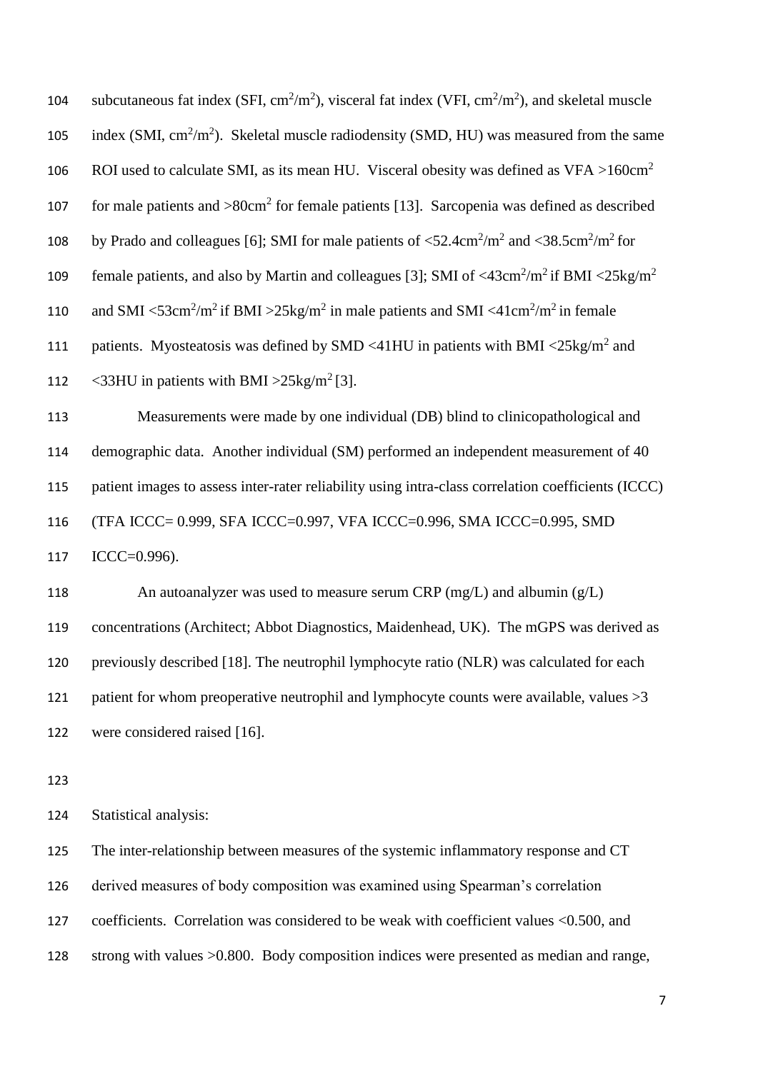subcutaneous fat index (SFI, $cm^2/m^2$), visceral fat index (VFI, $cm^2/m^2$), and skeletal muscle index (SMI, $cm^2/m^2$). Skeletal muscle radiodensity (SMD, HU) was measured from the same ROI used to calculate SMI, as its mean HU. Visceral obesity was defined as VFA >160$cm^2$ for male patients and >80$cm^2$ for female patients [13]. Sarcopenia was defined as described by Prado and colleagues [6]; SMI for male patients of <52.4$cm^2/m^2$ and <38.5$cm^2/m^2$ for female patients, and also by Martin and colleagues [3]; SMI of <43$cm^2/m^2$ if BMI <25$kg/m^2$ and SMI <53$cm^2/m^2$ if BMI >25$kg/m^2$ in male patients and SMI <41$cm^2/m^2$ in female patients. Myosteatosis was defined by SMD <41HU in patients with BMI <25$kg/m^2$ and <33HU in patients with BMI >25$kg/m^2$ [3].

Measurements were made by one individual (DB) blind to clinicopathological and demographic data. Another individual (SM) performed an independent measurement of 40 patient images to assess inter-rater reliability using intra-class correlation coefficients (ICCC) (TFA ICCC= 0.999, SFA ICCC=0.997, VFA ICCC=0.996, SMA ICCC=0.995, SMD ICCC=0.996).

An autoanalyzer was used to measure serum CRP (mg/L) and albumin (g/L) concentrations (Architect; Abbot Diagnostics, Maidenhead, UK). The mGPS was derived as previously described [18]. The neutrophil lymphocyte ratio (NLR) was calculated for each patient for whom preoperative neutrophil and lymphocyte counts were available, values >3 were considered raised [16].

Statistical analysis:

The inter-relationship between measures of the systemic inflammatory response and CT derived measures of body composition was examined using Spearman's correlation coefficients. Correlation was considered to be weak with coefficient values <0.500, and strong with values >0.800. Body composition indices were presented as median and range,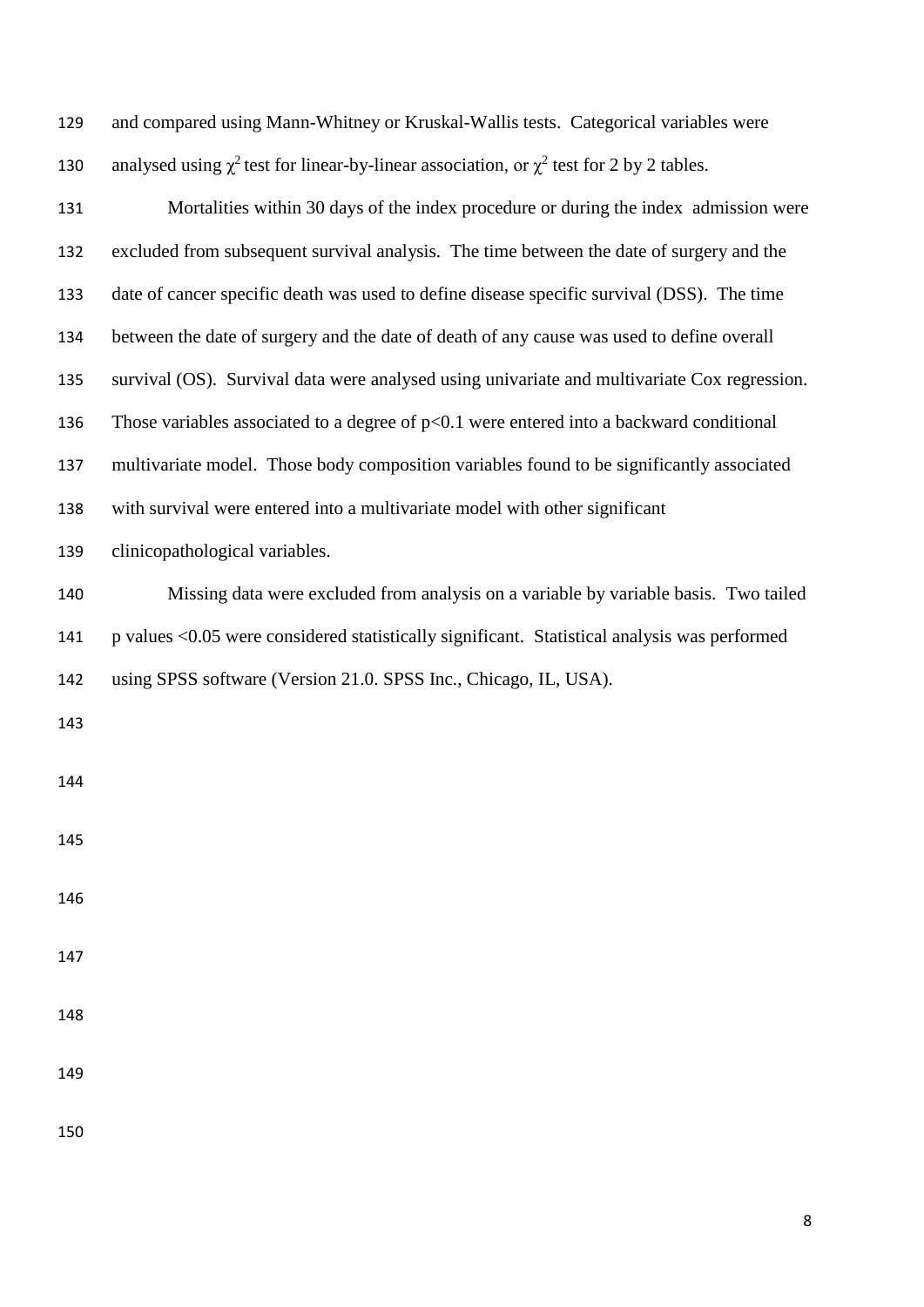and compared using Mann-Whitney or Kruskal-Wallis tests. Categorical variables were analysed using $\chi^2$ test for linear-by-linear association, or $\chi^2$ test for 2 by 2 tables.

Mortalities within 30 days of the index procedure or during the index admission were excluded from subsequent survival analysis. The time between the date of surgery and the date of cancer specific death was used to define disease specific survival (DSS). The time between the date of surgery and the date of death of any cause was used to define overall survival (OS). Survival data were analysed using univariate and multivariate Cox regression. Those variables associated to a degree of $p<0.1$ were entered into a backward conditional multivariate model. Those body composition variables found to be significantly associated with survival were entered into a multivariate model with other significant clinicopathological variables.

Missing data were excluded from analysis on a variable by variable basis. Two tailed p values $<0.05$ were considered statistically significant. Statistical analysis was performed using SPSS software (Version 21.0. SPSS Inc., Chicago, IL, USA).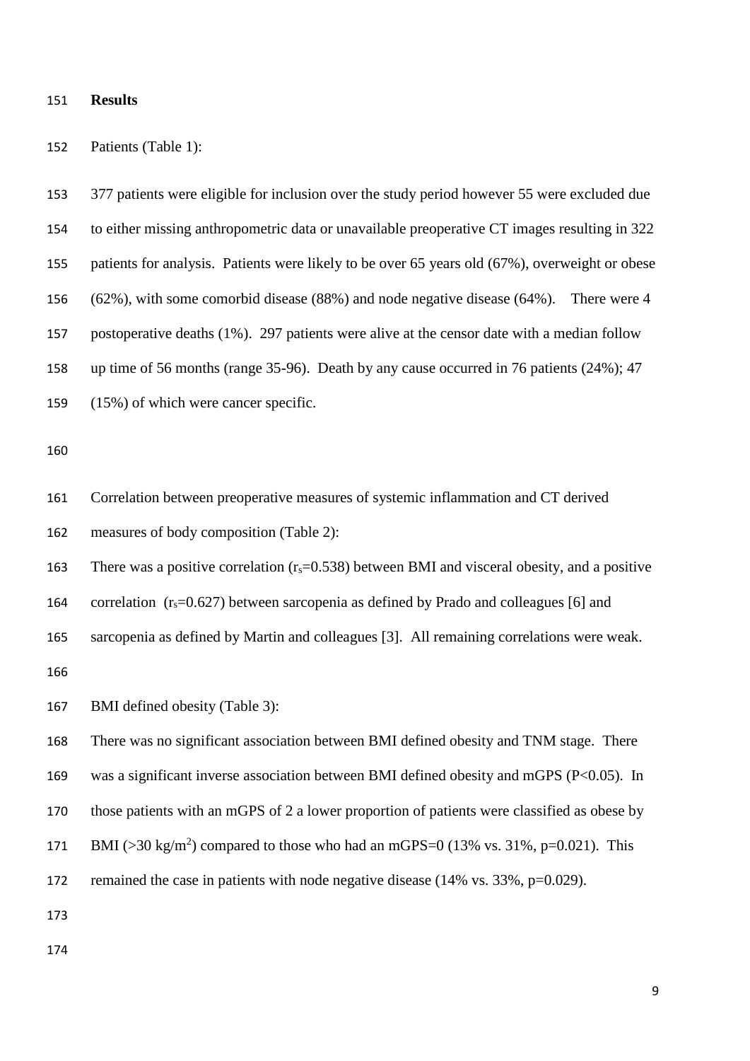**Results**

Patients (Table 1):

377 patients were eligible for inclusion over the study period however 55 were excluded due to either missing anthropometric data or unavailable preoperative CT images resulting in 322 patients for analysis. Patients were likely to be over 65 years old (67%), overweight or obese (62%), with some comorbid disease (88%) and node negative disease (64%). There were 4 postoperative deaths (1%). 297 patients were alive at the censor date with a median follow up time of 56 months (range 35-96). Death by any cause occurred in 76 patients (24%); 47 (15%) of which were cancer specific.

Correlation between preoperative measures of systemic inflammation and CT derived measures of body composition (Table 2):

There was a positive correlation ($r_s$=0.538) between BMI and visceral obesity, and a positive correlation ($r_s$=0.627) between sarcopenia as defined by Prado and colleagues [6] and sarcopenia as defined by Martin and colleagues [3]. All remaining correlations were weak.

BMI defined obesity (Table 3):

There was no significant association between BMI defined obesity and TNM stage. There was a significant inverse association between BMI defined obesity and mGPS (P<0.05). In those patients with an mGPS of 2 a lower proportion of patients were classified as obese by BMI (>30 kg/$m^2$) compared to those who had an mGPS=0 (13% vs. 31%, p=0.021). This remained the case in patients with node negative disease (14% vs. 33%, p=0.029).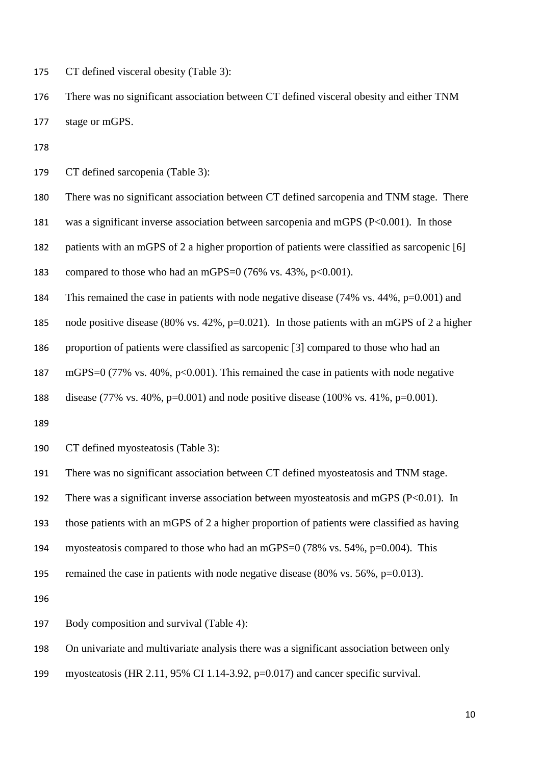CT defined visceral obesity (Table 3):

There was no significant association between CT defined visceral obesity and either TNM stage or mGPS.

CT defined sarcopenia (Table 3):

There was no significant association between CT defined sarcopenia and TNM stage. There was a significant inverse association between sarcopenia and mGPS (P<0.001). In those patients with an mGPS of 2 a higher proportion of patients were classified as sarcopenic [6] compared to those who had an mGPS=0 (76% vs. 43%, p<0.001). This remained the case in patients with node negative disease (74% vs. 44%, p=0.001) and node positive disease (80% vs. 42%, p=0.021). In those patients with an mGPS of 2 a higher proportion of patients were classified as sarcopenic [3] compared to those who had an mGPS=0 (77% vs. 40%, p<0.001). This remained the case in patients with node negative disease (77% vs. 40%, p=0.001) and node positive disease (100% vs. 41%, p=0.001).

CT defined myosteatosis (Table 3):

There was no significant association between CT defined myosteatosis and TNM stage. There was a significant inverse association between myosteatosis and mGPS (P<0.01). In those patients with an mGPS of 2 a higher proportion of patients were classified as having myosteatosis compared to those who had an mGPS=0 (78% vs. 54%, p=0.004). This remained the case in patients with node negative disease (80% vs. 56%, p=0.013).

Body composition and survival (Table 4):

On univariate and multivariate analysis there was a significant association between only myosteatosis (HR 2.11, 95% CI 1.14-3.92, p=0.017) and cancer specific survival.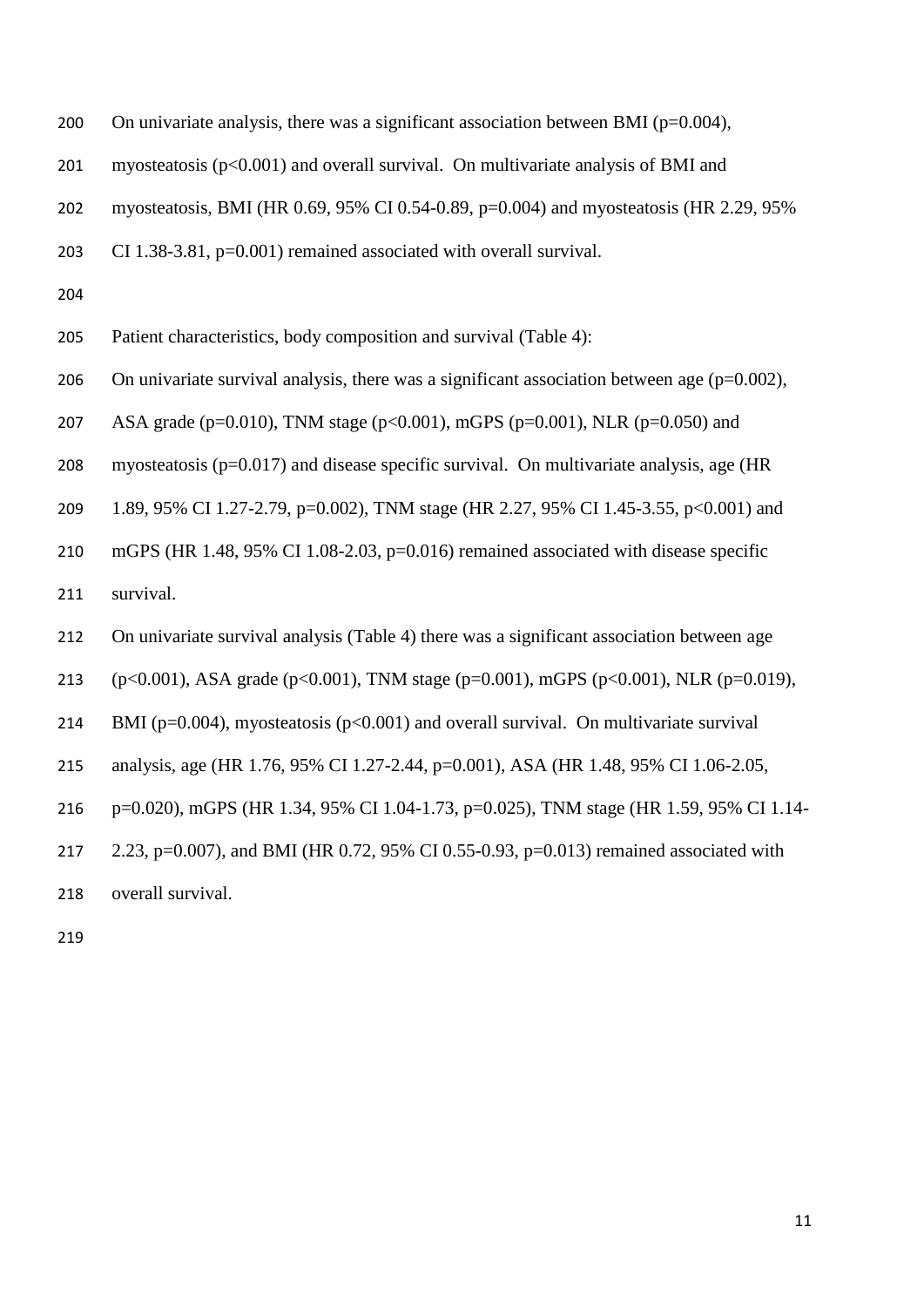On univariate analysis, there was a significant association between BMI ($p=0.004$), myosteatosis ($p<0.001$) and overall survival. On multivariate analysis of BMI and myosteatosis, BMI (HR 0.69, 95% CI 0.54-0.89, $p=0.004$) and myosteatosis (HR 2.29, 95% CI 1.38-3.81, $p=0.001$) remained associated with overall survival.

Patient characteristics, body composition and survival (Table 4):

On univariate survival analysis, there was a significant association between age ($p=0.002$), ASA grade ($p=0.010$), TNM stage ($p<0.001$), mGPS ($p=0.001$), NLR ($p=0.050$) and myosteatosis ($p=0.017$) and disease specific survival. On multivariate analysis, age (HR 1.89, 95% CI 1.27-2.79, $p=0.002$), TNM stage (HR 2.27, 95% CI 1.45-3.55, $p<0.001$) and mGPS (HR 1.48, 95% CI 1.08-2.03, $p=0.016$) remained associated with disease specific survival.

On univariate survival analysis (Table 4) there was a significant association between age ($p<0.001$), ASA grade ($p<0.001$), TNM stage ($p=0.001$), mGPS ($p<0.001$), NLR ($p=0.019$), BMI ($p=0.004$), myosteatosis ($p<0.001$) and overall survival. On multivariate survival analysis, age (HR 1.76, 95% CI 1.27-2.44, $p=0.001$), ASA (HR 1.48, 95% CI 1.06-2.05, $p=0.020$), mGPS (HR 1.34, 95% CI 1.04-1.73, $p=0.025$), TNM stage (HR 1.59, 95% CI 1.14-2.23, $p=0.007$), and BMI (HR 0.72, 95% CI 0.55-0.93, $p=0.013$) remained associated with overall survival.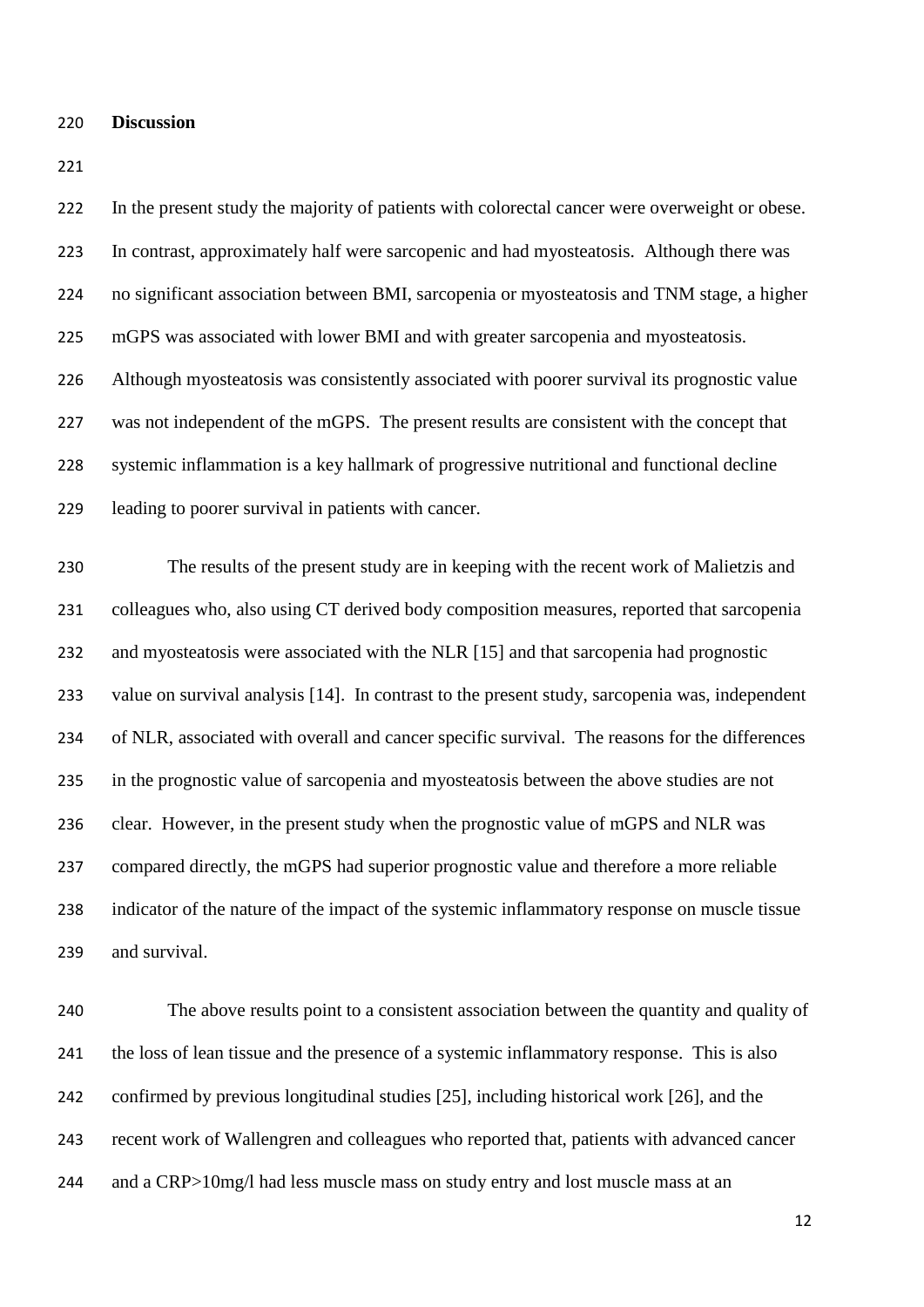## Discussion

In the present study the majority of patients with colorectal cancer were overweight or obese. In contrast, approximately half were sarcopenic and had myosteatosis. Although there was no significant association between BMI, sarcopenia or myosteatosis and TNM stage, a higher mGPS was associated with lower BMI and with greater sarcopenia and myosteatosis. Although myosteatosis was consistently associated with poorer survival its prognostic value was not independent of the mGPS. The present results are consistent with the concept that systemic inflammation is a key hallmark of progressive nutritional and functional decline leading to poorer survival in patients with cancer.

The results of the present study are in keeping with the recent work of Malietzis and colleagues who, also using CT derived body composition measures, reported that sarcopenia and myosteatosis were associated with the NLR [15] and that sarcopenia had prognostic value on survival analysis [14]. In contrast to the present study, sarcopenia was, independent of NLR, associated with overall and cancer specific survival. The reasons for the differences in the prognostic value of sarcopenia and myosteatosis between the above studies are not clear. However, in the present study when the prognostic value of mGPS and NLR was compared directly, the mGPS had superior prognostic value and therefore a more reliable indicator of the nature of the impact of the systemic inflammatory response on muscle tissue and survival.

The above results point to a consistent association between the quantity and quality of the loss of lean tissue and the presence of a systemic inflammatory response. This is also confirmed by previous longitudinal studies [25], including historical work [26], and the recent work of Wallengren and colleagues who reported that, patients with advanced cancer and a CRP>10mg/l had less muscle mass on study entry and lost muscle mass at an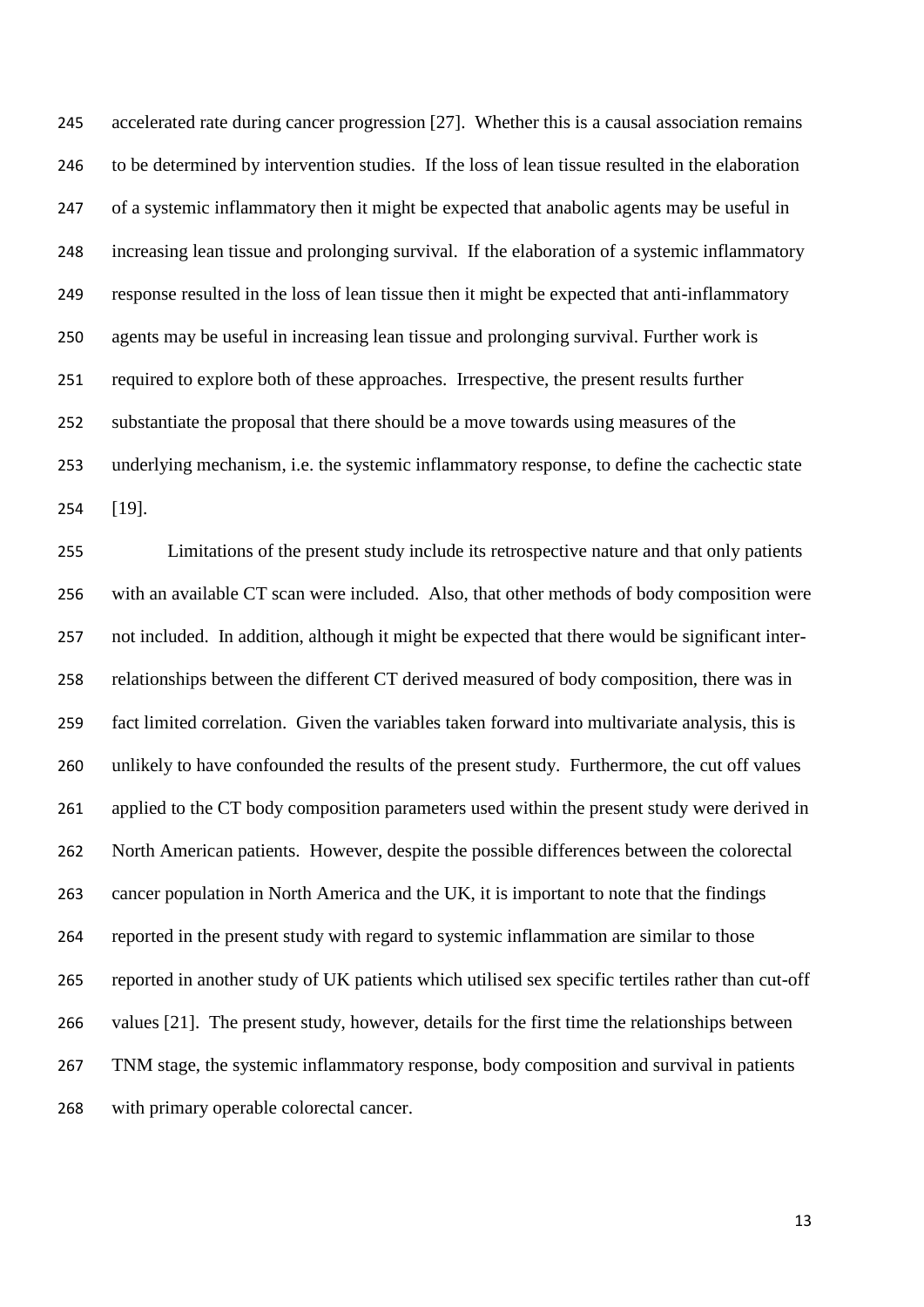accelerated rate during cancer progression [27]. Whether this is a causal association remains to be determined by intervention studies. If the loss of lean tissue resulted in the elaboration of a systemic inflammatory then it might be expected that anabolic agents may be useful in increasing lean tissue and prolonging survival. If the elaboration of a systemic inflammatory response resulted in the loss of lean tissue then it might be expected that anti-inflammatory agents may be useful in increasing lean tissue and prolonging survival. Further work is required to explore both of these approaches. Irrespective, the present results further substantiate the proposal that there should be a move towards using measures of the underlying mechanism, i.e. the systemic inflammatory response, to define the cachectic state [19].

Limitations of the present study include its retrospective nature and that only patients with an available CT scan were included. Also, that other methods of body composition were not included. In addition, although it might be expected that there would be significant inter-relationships between the different CT derived measured of body composition, there was in fact limited correlation. Given the variables taken forward into multivariate analysis, this is unlikely to have confounded the results of the present study. Furthermore, the cut off values applied to the CT body composition parameters used within the present study were derived in North American patients. However, despite the possible differences between the colorectal cancer population in North America and the UK, it is important to note that the findings reported in the present study with regard to systemic inflammation are similar to those reported in another study of UK patients which utilised sex specific tertiles rather than cut-off values [21]. The present study, however, details for the first time the relationships between TNM stage, the systemic inflammatory response, body composition and survival in patients with primary operable colorectal cancer.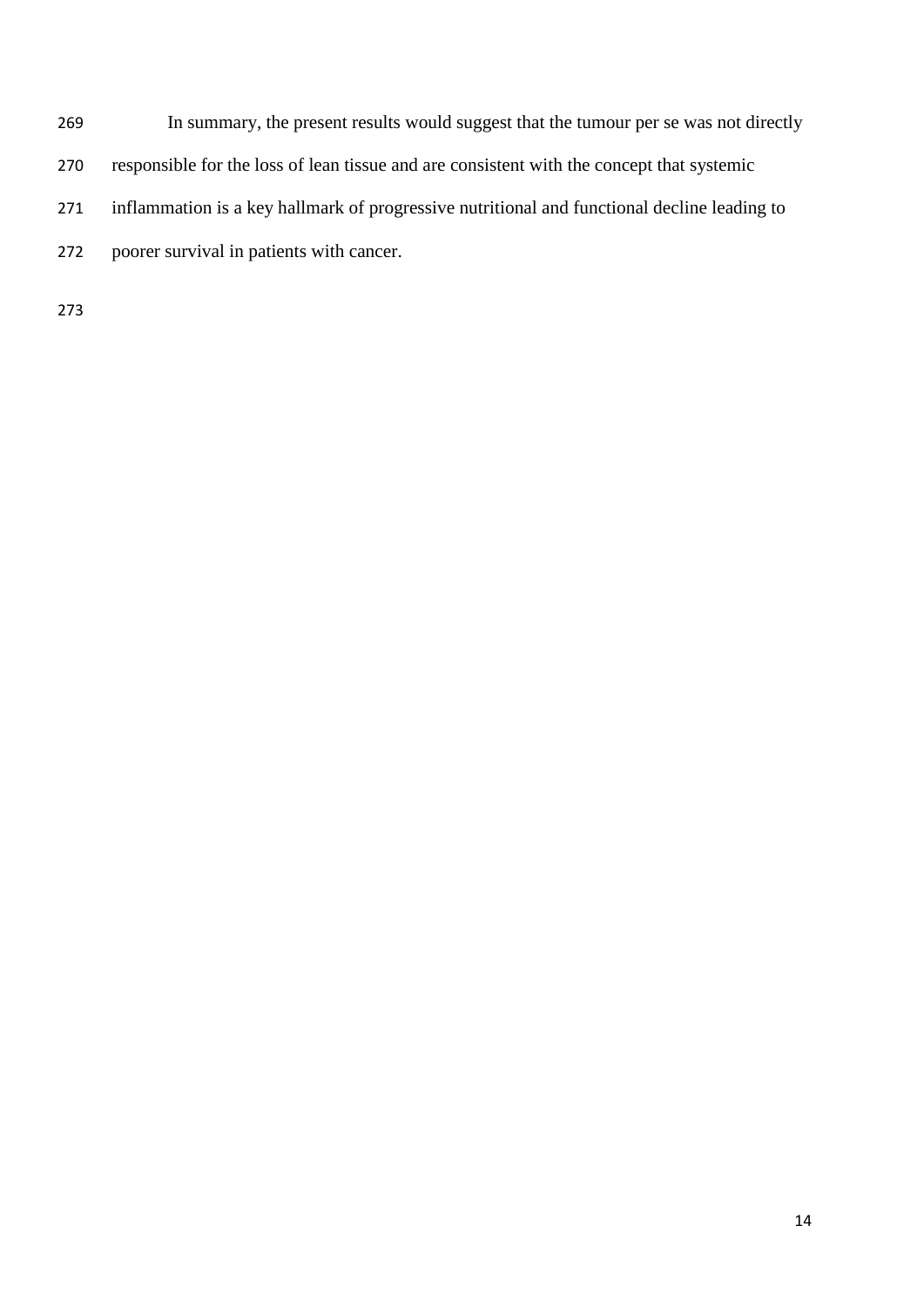In summary, the present results would suggest that the tumour per se was not directly responsible for the loss of lean tissue and are consistent with the concept that systemic inflammation is a key hallmark of progressive nutritional and functional decline leading to poorer survival in patients with cancer.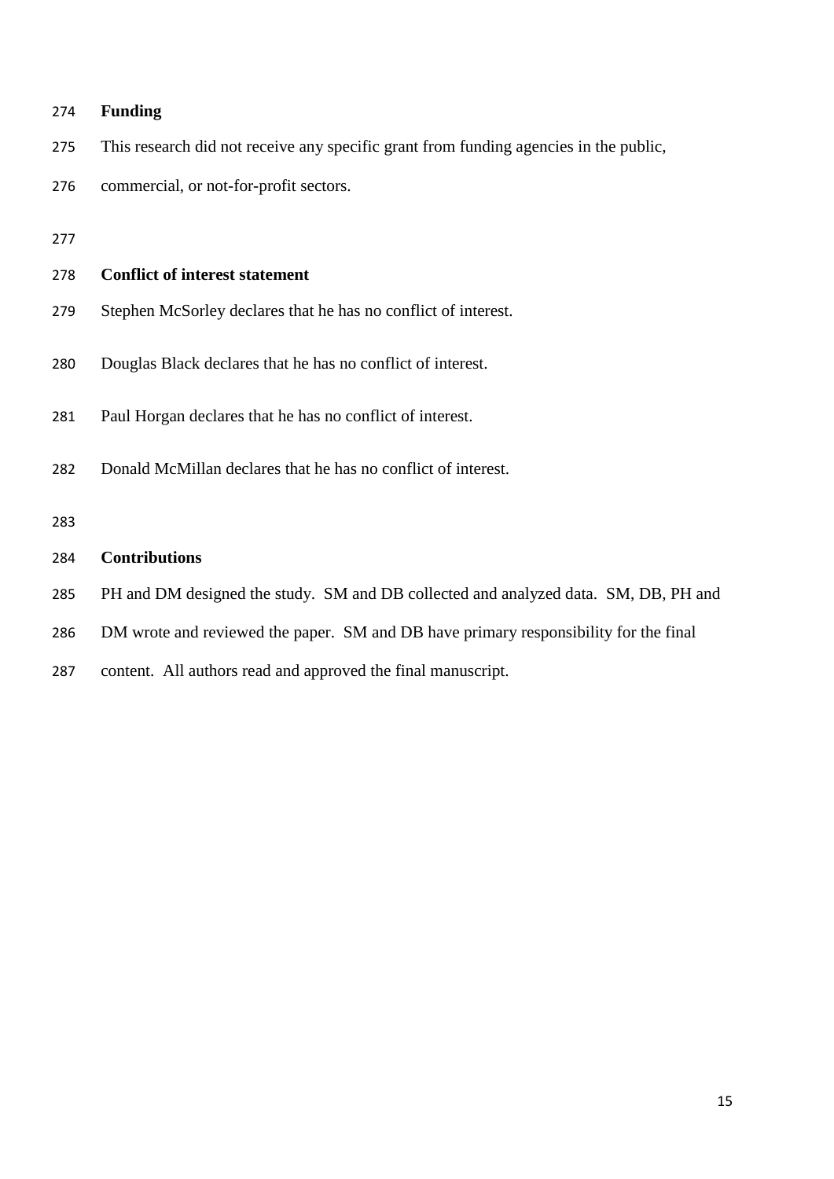## Funding

This research did not receive any specific grant from funding agencies in the public, commercial, or not-for-profit sectors.

## Conflict of interest statement

Stephen McSorley declares that he has no conflict of interest.

Douglas Black declares that he has no conflict of interest.

Paul Horgan declares that he has no conflict of interest.

Donald McMillan declares that he has no conflict of interest.

## Contributions

PH and DM designed the study. SM and DB collected and analyzed data. SM, DB, PH and DM wrote and reviewed the paper. SM and DB have primary responsibility for the final content. All authors read and approved the final manuscript.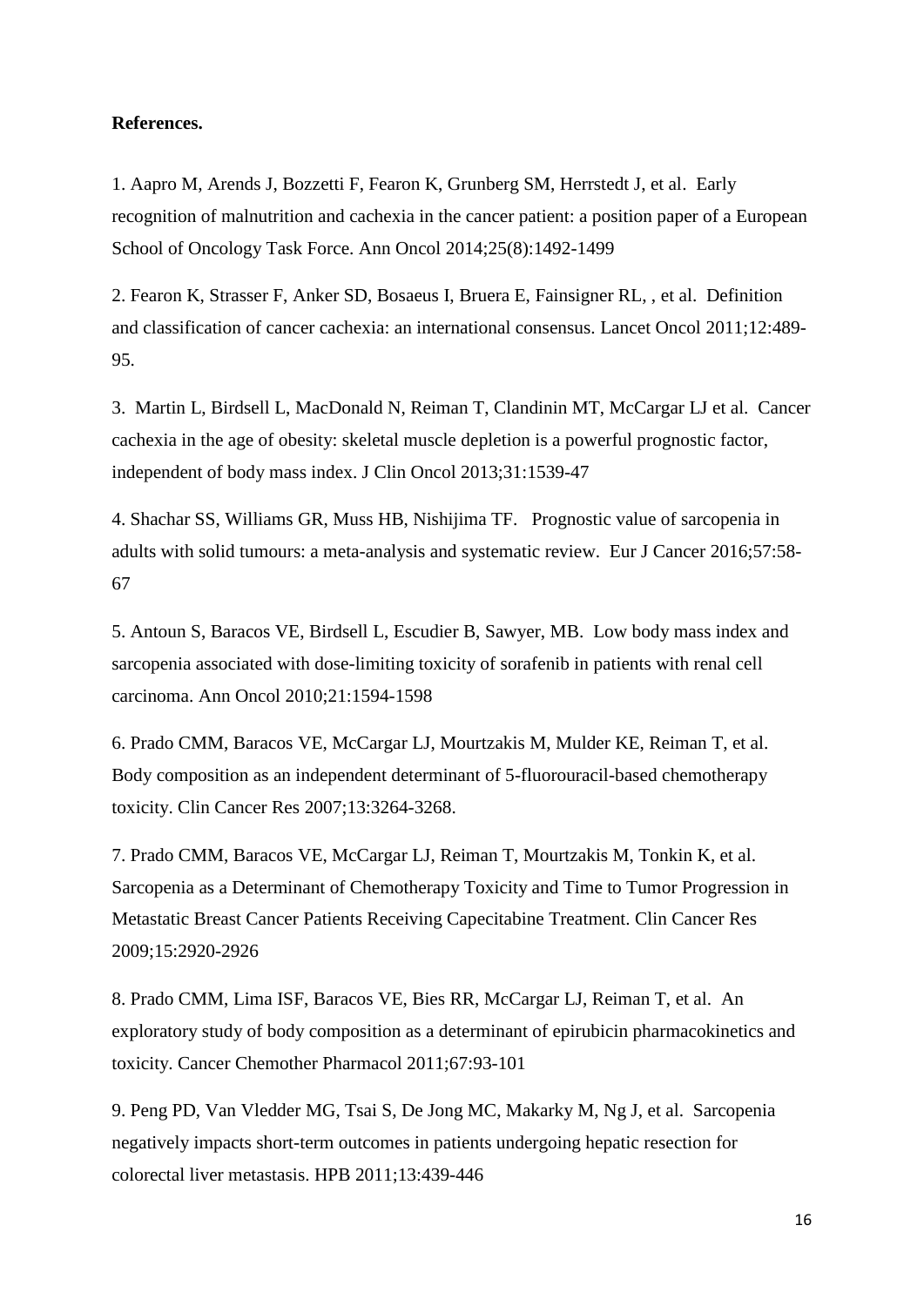**References.**

1. Aapro M, Arends J, Bozzetti F, Fearon K, Grunberg SM, Herrstedt J, et al. Early recognition of malnutrition and cachexia in the cancer patient: a position paper of a European School of Oncology Task Force. Ann Oncol 2014;25(8):1492-1499

2. Fearon K, Strasser F, Anker SD, Bosaeus I, Bruera E, Fainsigner RL, , et al. Definition and classification of cancer cachexia: an international consensus. Lancet Oncol 2011;12:489-95.

3. Martin L, Birdsell L, MacDonald N, Reiman T, Clandinin MT, McCargar LJ et al. Cancer cachexia in the age of obesity: skeletal muscle depletion is a powerful prognostic factor, independent of body mass index. J Clin Oncol 2013;31:1539-47

4. Shachar SS, Williams GR, Muss HB, Nishijima TF. Prognostic value of sarcopenia in adults with solid tumours: a meta-analysis and systematic review. Eur J Cancer 2016;57:58-67

5. Antoun S, Baracos VE, Birdsell L, Escudier B, Sawyer, MB. Low body mass index and sarcopenia associated with dose-limiting toxicity of sorafenib in patients with renal cell carcinoma. Ann Oncol 2010;21:1594-1598

6. Prado CMM, Baracos VE, McCargar LJ, Mourtzakis M, Mulder KE, Reiman T, et al. Body composition as an independent determinant of 5-fluorouracil-based chemotherapy toxicity. Clin Cancer Res 2007;13:3264-3268.

7. Prado CMM, Baracos VE, McCargar LJ, Reiman T, Mourtzakis M, Tonkin K, et al. Sarcopenia as a Determinant of Chemotherapy Toxicity and Time to Tumor Progression in Metastatic Breast Cancer Patients Receiving Capecitabine Treatment. Clin Cancer Res 2009;15:2920-2926

8. Prado CMM, Lima ISF, Baracos VE, Bies RR, McCargar LJ, Reiman T, et al. An exploratory study of body composition as a determinant of epirubicin pharmacokinetics and toxicity. Cancer Chemother Pharmacol 2011;67:93-101

9. Peng PD, Van Vledder MG, Tsai S, De Jong MC, Makarky M, Ng J, et al. Sarcopenia negatively impacts short-term outcomes in patients undergoing hepatic resection for colorectal liver metastasis. HPB 2011;13:439-446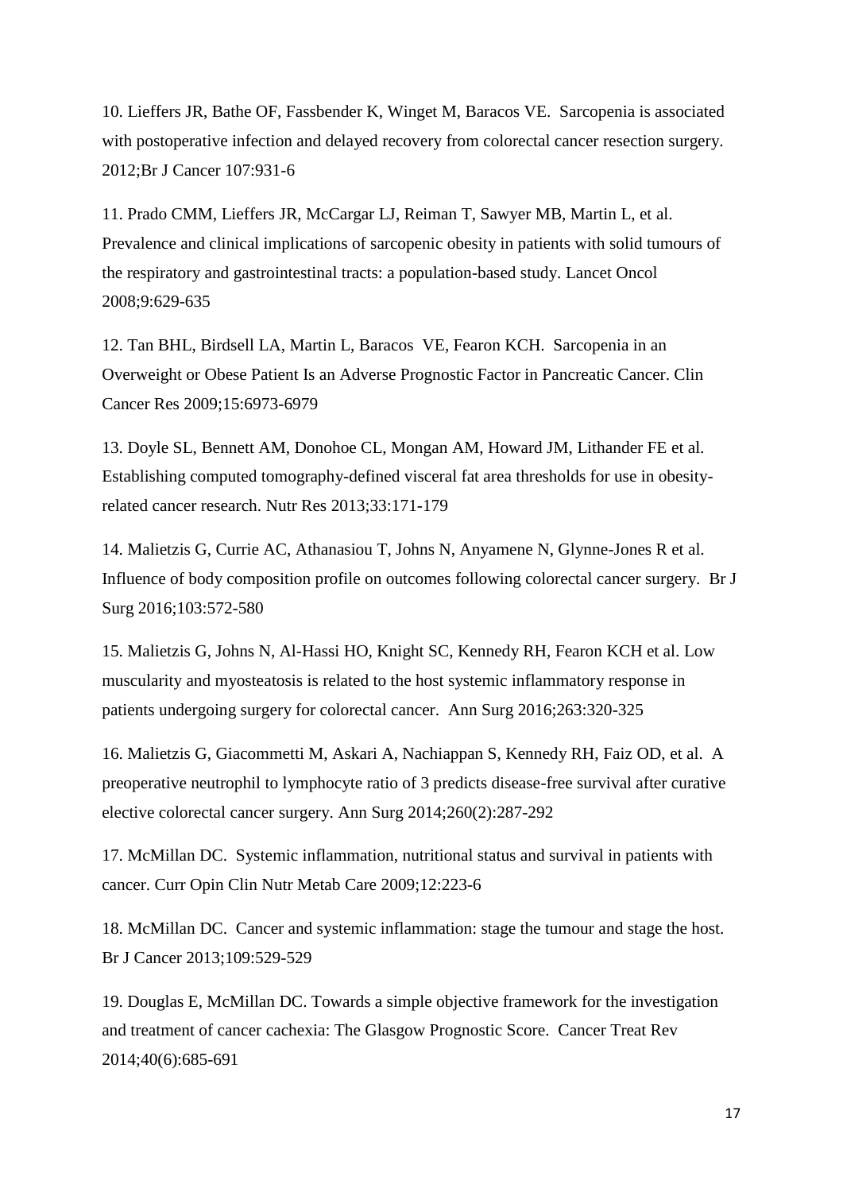10. Lieffers JR, Bathe OF, Fassbender K, Winget M, Baracos VE. Sarcopenia is associated with postoperative infection and delayed recovery from colorectal cancer resection surgery. 2012;Br J Cancer 107:931-6

11. Prado CMM, Lieffers JR, McCargar LJ, Reiman T, Sawyer MB, Martin L, et al. Prevalence and clinical implications of sarcopenic obesity in patients with solid tumours of the respiratory and gastrointestinal tracts: a population-based study. Lancet Oncol 2008;9:629-635

12. Tan BHL, Birdsell LA, Martin L, Baracos VE, Fearon KCH. Sarcopenia in an Overweight or Obese Patient Is an Adverse Prognostic Factor in Pancreatic Cancer. Clin Cancer Res 2009;15:6973-6979

13. Doyle SL, Bennett AM, Donohoe CL, Mongan AM, Howard JM, Lithander FE et al. Establishing computed tomography-defined visceral fat area thresholds for use in obesity-related cancer research. Nutr Res 2013;33:171-179

14. Malietzis G, Currie AC, Athanasiou T, Johns N, Anyamene N, Glynne-Jones R et al. Influence of body composition profile on outcomes following colorectal cancer surgery. Br J Surg 2016;103:572-580

15. Malietzis G, Johns N, Al-Hassi HO, Knight SC, Kennedy RH, Fearon KCH et al. Low muscularity and myosteatosis is related to the host systemic inflammatory response in patients undergoing surgery for colorectal cancer. Ann Surg 2016;263:320-325

16. Malietzis G, Giacommetti M, Askari A, Nachiappan S, Kennedy RH, Faiz OD, et al. A preoperative neutrophil to lymphocyte ratio of 3 predicts disease-free survival after curative elective colorectal cancer surgery. Ann Surg 2014;260(2):287-292

17. McMillan DC. Systemic inflammation, nutritional status and survival in patients with cancer. Curr Opin Clin Nutr Metab Care 2009;12:223-6

18. McMillan DC. Cancer and systemic inflammation: stage the tumour and stage the host. Br J Cancer 2013;109:529-529

19. Douglas E, McMillan DC. Towards a simple objective framework for the investigation and treatment of cancer cachexia: The Glasgow Prognostic Score. Cancer Treat Rev 2014;40(6):685-691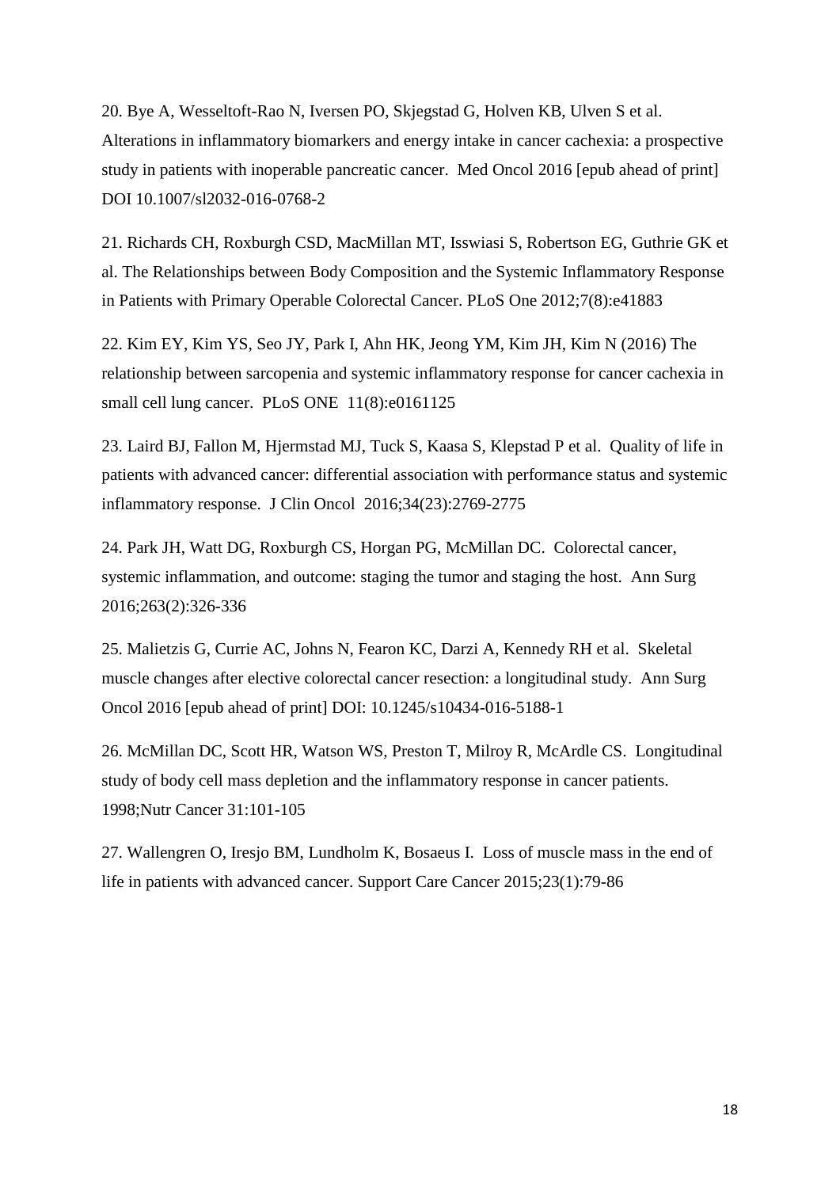20. Bye A, Wesseltoft-Rao N, Iversen PO, Skjegstad G, Holven KB, Ulven S et al. Alterations in inflammatory biomarkers and energy intake in cancer cachexia: a prospective study in patients with inoperable pancreatic cancer. Med Oncol 2016 [epub ahead of print] DOI 10.1007/sl2032-016-0768-2

21. Richards CH, Roxburgh CSD, MacMillan MT, Isswiasi S, Robertson EG, Guthrie GK et al. The Relationships between Body Composition and the Systemic Inflammatory Response in Patients with Primary Operable Colorectal Cancer. PLoS One 2012;7(8):e41883

22. Kim EY, Kim YS, Seo JY, Park I, Ahn HK, Jeong YM, Kim JH, Kim N (2016) The relationship between sarcopenia and systemic inflammatory response for cancer cachexia in small cell lung cancer. PLoS ONE 11(8):e0161125

23. Laird BJ, Fallon M, Hjermstad MJ, Tuck S, Kaasa S, Klepstad P et al. Quality of life in patients with advanced cancer: differential association with performance status and systemic inflammatory response. J Clin Oncol 2016;34(23):2769-2775

24. Park JH, Watt DG, Roxburgh CS, Horgan PG, McMillan DC. Colorectal cancer, systemic inflammation, and outcome: staging the tumor and staging the host. Ann Surg 2016;263(2):326-336

25. Malietzis G, Currie AC, Johns N, Fearon KC, Darzi A, Kennedy RH et al. Skeletal muscle changes after elective colorectal cancer resection: a longitudinal study. Ann Surg Oncol 2016 [epub ahead of print] DOI: 10.1245/s10434-016-5188-1

26. McMillan DC, Scott HR, Watson WS, Preston T, Milroy R, McArdle CS. Longitudinal study of body cell mass depletion and the inflammatory response in cancer patients. 1998;Nutr Cancer 31:101-105

27. Wallengren O, Iresjo BM, Lundholm K, Bosaeus I. Loss of muscle mass in the end of life in patients with advanced cancer. Support Care Cancer 2015;23(1):79-86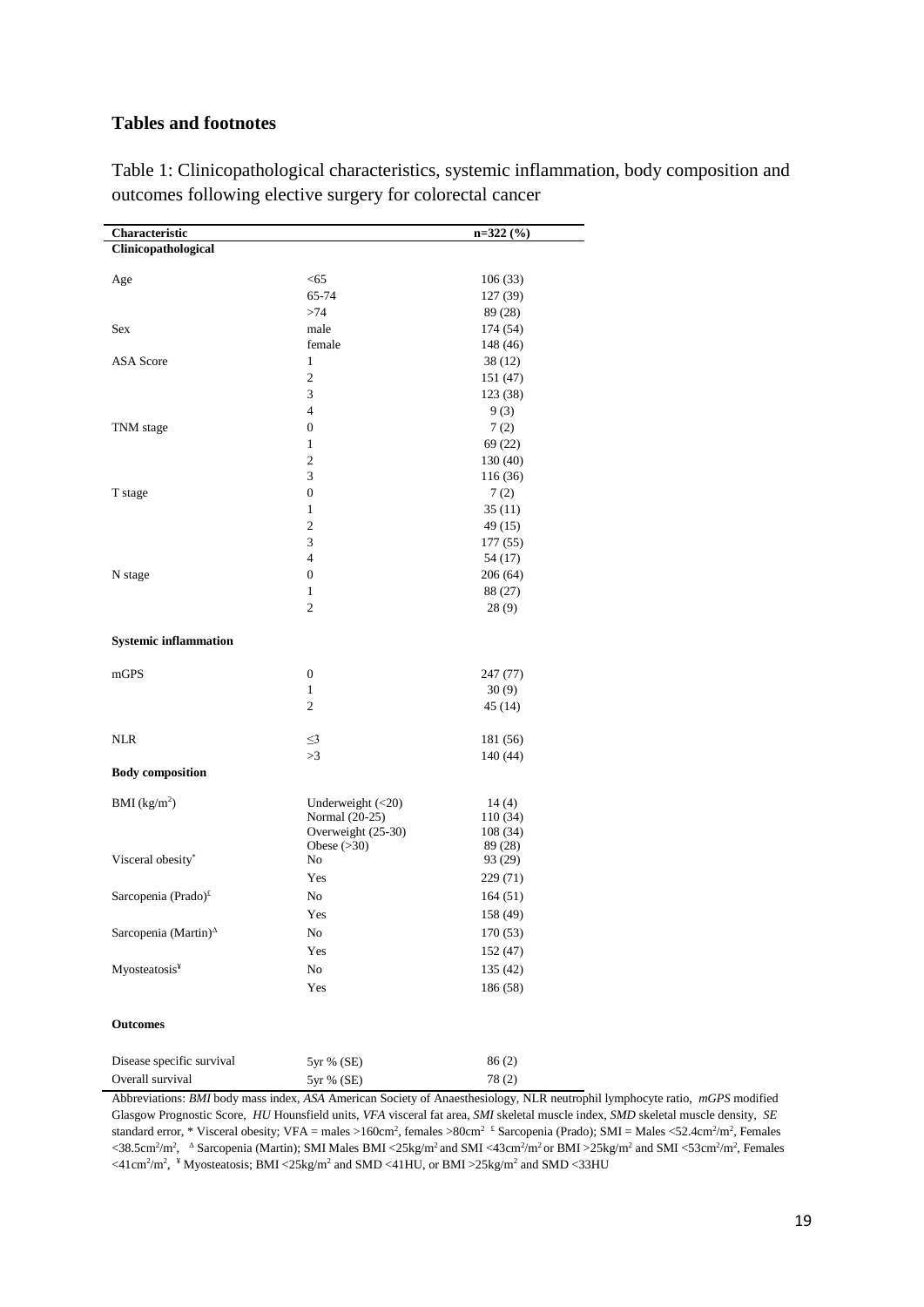## Tables and footnotes

Table 1: Clinicopathological characteristics, systemic inflammation, body composition and outcomes following elective surgery for colorectal cancer

| Characteristic | | n=322 (%) |
|---|---|---|
| **Clinicopathological** | | |
| Age | <65 | 106 (33) |
| | 65-74 | 127 (39) |
| | >74 | 89 (28) |
| Sex | male | 174 (54) |
| | female | 148 (46) |
| ASA Score | 1 | 38 (12) |
| | 2 | 151 (47) |
| | 3 | 123 (38) |
| | 4 | 9 (3) |
| TNM stage | 0 | 7 (2) |
| | 1 | 69 (22) |
| | 2 | 130 (40) |
| | 3 | 116 (36) |
| T stage | 0 | 7 (2) |
| | 1 | 35 (11) |
| | 2 | 49 (15) |
| | 3 | 177 (55) |
| | 4 | 54 (17) |
| N stage | 0 | 206 (64) |
| | 1 | 88 (27) |
| | 2 | 28 (9) |
| **Systemic inflammation** | | |
| mGPS | 0 | 247 (77) |
| | 1 | 30 (9) |
| | 2 | 45 (14) |
| NLR | ≤3 | 181 (56) |
| | >3 | 140 (44) |
| **Body composition** | | |
| BMI ($kg/m^2$) | Underweight (<20) | 14 (4) |
| | Normal (20-25) | 110 (34) |
| | Overweight (25-30) | 108 (34) |
| | Obese (>30) | 89 (28) |
| Visceral obesity* | No | 93 (29) |
| | Yes | 229 (71) |
| Sarcopenia (Prado)[£] | No | 164 (51) |
| | Yes | 158 (49) |
| Sarcopenia (Martin)[Δ] | No | 170 (53) |
| | Yes | 152 (47) |
| Myosteatosis[¥] | No | 135 (42) |
| | Yes | 186 (58) |
| **Outcomes** | | |
| Disease specific survival | 5yr % (SE) | 86 (2) |
| Overall survival | 5yr % (SE) | 78 (2) |

Abbreviations: *BMI* body mass index, *ASA* American Society of Anaesthesiology, NLR neutrophil lymphocyte ratio, *mGPS* modified Glasgow Prognostic Score, *HU* Hounsfield units, *VFA* visceral fat area, *SMI* skeletal muscle index, *SMD* skeletal muscle density, *SE* standard error, * Visceral obesity; VFA = males >160cm$^2$, females >80cm$^2$ [£] Sarcopenia (Prado); SMI = Males <52.4cm$^2$/m$^2$, Females <38.5cm$^2$/m$^2$, [Δ] Sarcopenia (Martin); SMI Males BMI <25kg/m$^2$ and SMI <43cm$^2$/m$^2$ or BMI >25kg/m$^2$ and SMI <53cm$^2$/m$^2$, Females <41cm$^2$/m$^2$, [¥] Myosteatosis; BMI <25kg/m$^2$ and SMD <41HU, or BMI >25kg/m$^2$ and SMD <33HU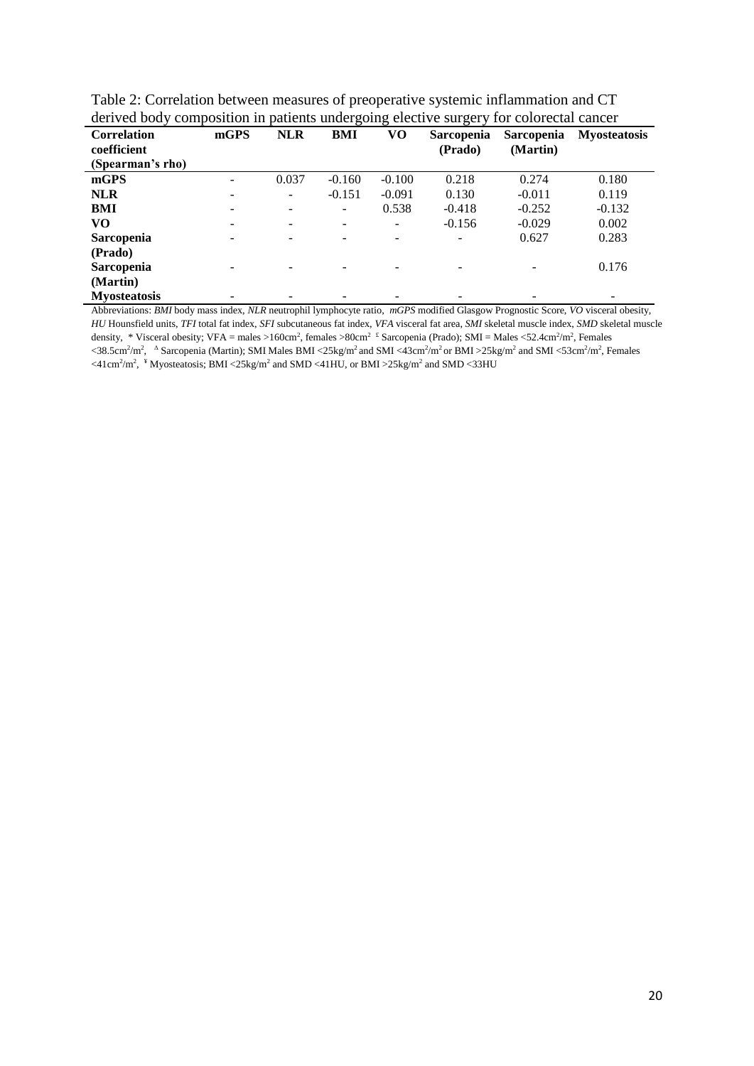Table 2: Correlation between measures of preoperative systemic inflammation and CT derived body composition in patients undergoing elective surgery for colorectal cancer

| Correlation coefficient (Spearman's rho) | mGPS | NLR | BMI | VO | Sarcopenia (Prado) | Sarcopenia (Martin) | Myosteatosis |
|---|---|---|---|---|---|---|---|
| **mGPS** | - | 0.037 | -0.160 | -0.100 | 0.218 | 0.274 | 0.180 |
| **NLR** | - | - | -0.151 | -0.091 | 0.130 | -0.011 | 0.119 |
| **BMI** | - | - | - | 0.538 | -0.418 | -0.252 | -0.132 |
| **VO** | - | - | - | - | -0.156 | -0.029 | 0.002 |
| **Sarcopenia (Prado)** | - | - | - | - | - | 0.627 | 0.283 |
| **Sarcopenia (Martin)** | - | - | - | - | - | - | 0.176 |
| **Myosteatosis** | - | - | - | - | - | - | - |

Abbreviations: *BMI* body mass index, *NLR* neutrophil lymphocyte ratio, *mGPS* modified Glasgow Prognostic Score, *VO* visceral obesity, *HU* Hounsfield units, *TFI* total fat index, *SFI* subcutaneous fat index, *VFA* visceral fat area, *SMI* skeletal muscle index, *SMD* skeletal muscle density, * Visceral obesity; VFA = males >160cm$^2$, females >80cm$^2$ £ Sarcopenia (Prado); SMI = Males <52.4cm$^2$/m$^2$, Females <38.5cm$^2$/m$^2$, $^{\Delta}$ Sarcopenia (Martin); SMI Males BMI <25kg/m$^2$ and SMI <43cm$^2$/m$^2$ or BMI >25kg/m$^2$ and SMI <53cm$^2$/m$^2$, Females <41cm$^2$/m$^2$, ¥ Myosteatosis; BMI <25kg/m$^2$ and SMD <41HU, or BMI >25kg/m$^2$ and SMD <33HU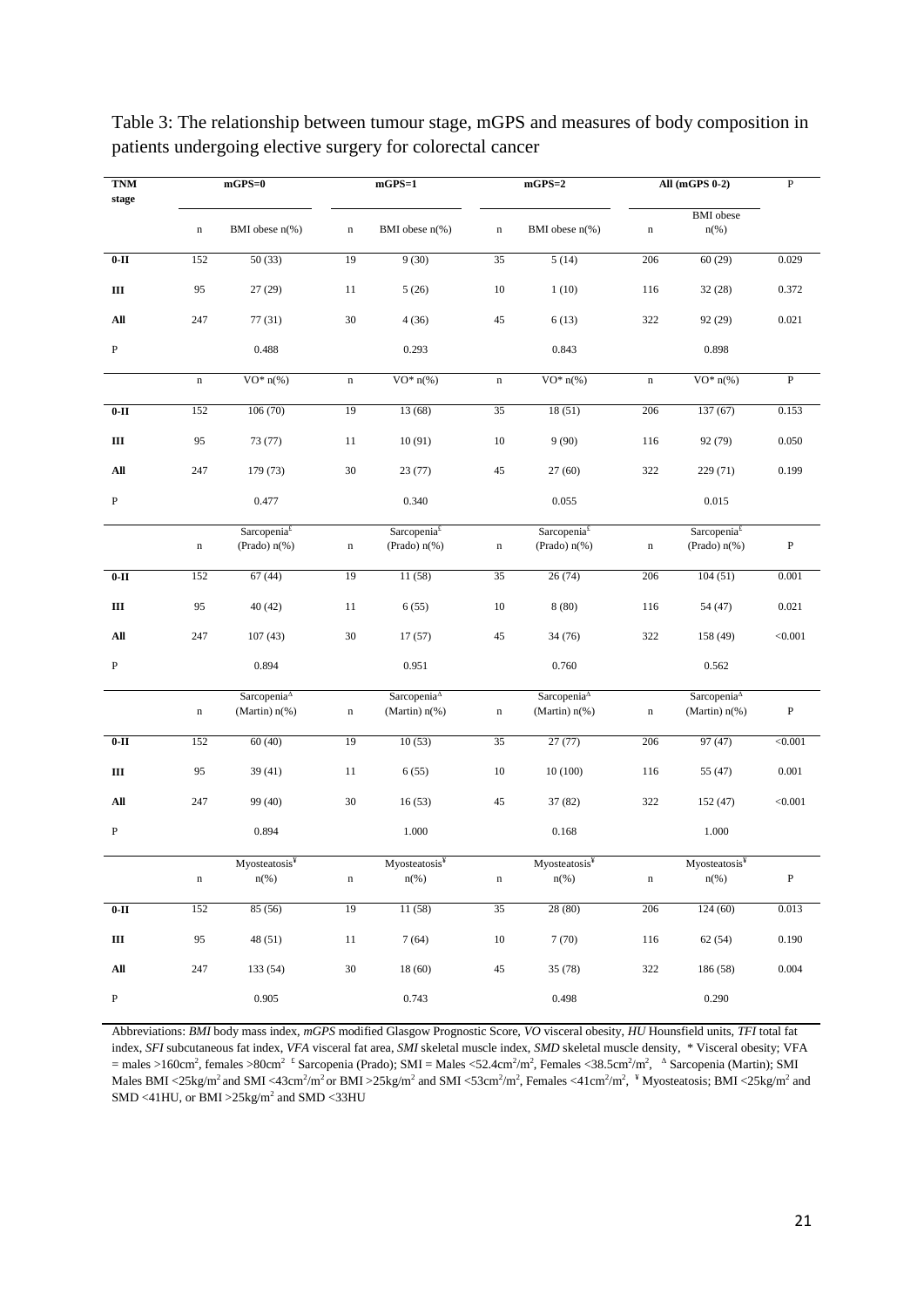Table 3: The relationship between tumour stage, mGPS and measures of body composition in patients undergoing elective surgery for colorectal cancer

| TNM stage | mGPS=0 | | mGPS=1 | | mGPS=2 | | All (mGPS 0-2) | | P |
|---|---|---|---|---|---|---|---|---|---|
| | n | BMI obese n(%) | n | BMI obese n(%) | n | BMI obese n(%) | n | BMI obese n(%) | |
| 0-II | 152 | 50 (33) | 19 | 9 (30) | 35 | 5 (14) | 206 | 60 (29) | 0.029 |
| III | 95 | 27 (29) | 11 | 5 (26) | 10 | 1 (10) | 116 | 32 (28) | 0.372 |
| All | 247 | 77 (31) | 30 | 4 (36) | 45 | 6 (13) | 322 | 92 (29) | 0.021 |
| P | | 0.488 | | 0.293 | | 0.843 | | 0.898 | |
| | n | VO* n(%) | n | VO* n(%) | n | VO* n(%) | n | VO* n(%) | P |
| 0-II | 152 | 106 (70) | 19 | 13 (68) | 35 | 18 (51) | 206 | 137 (67) | 0.153 |
| III | 95 | 73 (77) | 11 | 10 (91) | 10 | 9 (90) | 116 | 92 (79) | 0.050 |
| All | 247 | 179 (73) | 30 | 23 (77) | 45 | 27 (60) | 322 | 229 (71) | 0.199 |
| P | | 0.477 | | 0.340 | | 0.055 | | 0.015 | |
| | n | Sarcopenia[£] (Prado) n(%) | n | Sarcopenia[£] (Prado) n(%) | n | Sarcopenia[£] (Prado) n(%) | n | Sarcopenia[£] (Prado) n(%) | P |
| 0-II | 152 | 67 (44) | 19 | 11 (58) | 35 | 26 (74) | 206 | 104 (51) | 0.001 |
| III | 95 | 40 (42) | 11 | 6 (55) | 10 | 8 (80) | 116 | 54 (47) | 0.021 |
| All | 247 | 107 (43) | 30 | 17 (57) | 45 | 34 (76) | 322 | 158 (49) | <0.001 |
| P | | 0.894 | | 0.951 | | 0.760 | | 0.562 | |
| | n | Sarcopenia[Δ] (Martin) n(%) | n | Sarcopenia[Δ] (Martin) n(%) | n | Sarcopenia[Δ] (Martin) n(%) | n | Sarcopenia[Δ] (Martin) n(%) | P |
| 0-II | 152 | 60 (40) | 19 | 10 (53) | 35 | 27 (77) | 206 | 97 (47) | <0.001 |
| III | 95 | 39 (41) | 11 | 6 (55) | 10 | 10 (100) | 116 | 55 (47) | 0.001 |
| All | 247 | 99 (40) | 30 | 16 (53) | 45 | 37 (82) | 322 | 152 (47) | <0.001 |
| P | | 0.894 | | 1.000 | | 0.168 | | 1.000 | |
| | n | Myosteatosis[¥] n(%) | n | Myosteatosis[¥] n(%) | n | Myosteatosis[¥] n(%) | n | Myosteatosis[¥] n(%) | P |
| 0-II | 152 | 85 (56) | 19 | 11 (58) | 35 | 28 (80) | 206 | 124 (60) | 0.013 |
| III | 95 | 48 (51) | 11 | 7 (64) | 10 | 7 (70) | 116 | 62 (54) | 0.190 |
| All | 247 | 133 (54) | 30 | 18 (60) | 45 | 35 (78) | 322 | 186 (58) | 0.004 |
| P | | 0.905 | | 0.743 | | 0.498 | | 0.290 | |

Abbreviations: *BMI* body mass index, *mGPS* modified Glasgow Prognostic Score, *VO* visceral obesity, *HU* Hounsfield units, *TFI* total fat index, *SFI* subcutaneous fat index, *VFA* visceral fat area, *SMI* skeletal muscle index, *SMD* skeletal muscle density, * Visceral obesity; VFA = males >160cm$^2$, females >80cm$^2$ [£] Sarcopenia (Prado); SMI = Males <52.4cm$^2$/m$^2$, Females <38.5cm$^2$/m$^2$, [Δ] Sarcopenia (Martin); SMI Males BMI <25kg/m$^2$ and SMI <43cm$^2$/m$^2$ or BMI >25kg/m$^2$ and SMI <53cm$^2$/m$^2$, Females <41cm$^2$/m$^2$, [¥] Myosteatosis; BMI <25kg/m$^2$ and SMD <41HU, or BMI >25kg/m$^2$ and SMD <33HU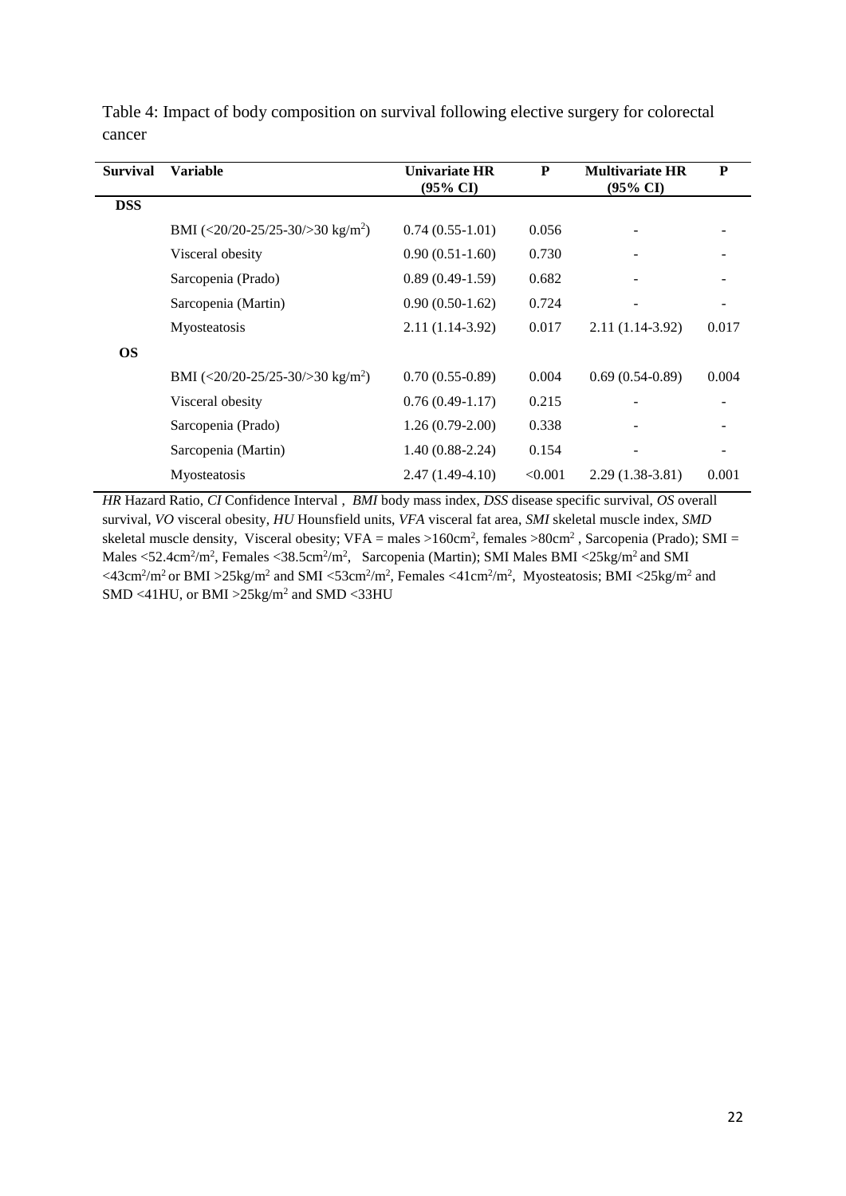Table 4: Impact of body composition on survival following elective surgery for colorectal cancer

| Survival | Variable | Univariate HR (95% CI) | P | Multivariate HR (95% CI) | P |
|---|---|---|---|---|---|
| **DSS** | | | | | |
| | BMI (<20/20-25/25-30/>30 kg/m$^2$) | 0.74 (0.55-1.01) | 0.056 | - | - |
| | Visceral obesity | 0.90 (0.51-1.60) | 0.730 | - | - |
| | Sarcopenia (Prado) | 0.89 (0.49-1.59) | 0.682 | - | - |
| | Sarcopenia (Martin) | 0.90 (0.50-1.62) | 0.724 | - | - |
| | Myosteatosis | 2.11 (1.14-3.92) | 0.017 | 2.11 (1.14-3.92) | 0.017 |
| **OS** | | | | | |
| | BMI (<20/20-25/25-30/>30 kg/m$^2$) | 0.70 (0.55-0.89) | 0.004 | 0.69 (0.54-0.89) | 0.004 |
| | Visceral obesity | 0.76 (0.49-1.17) | 0.215 | - | - |
| | Sarcopenia (Prado) | 1.26 (0.79-2.00) | 0.338 | - | - |
| | Sarcopenia (Martin) | 1.40 (0.88-2.24) | 0.154 | - | - |
| | Myosteatosis | 2.47 (1.49-4.10) | <0.001 | 2.29 (1.38-3.81) | 0.001 |

*HR* Hazard Ratio, *CI* Confidence Interval , *BMI* body mass index, *DSS* disease specific survival, *OS* overall survival, *VO* visceral obesity, *HU* Hounsfield units, *VFA* visceral fat area, *SMI* skeletal muscle index, *SMD* skeletal muscle density, Visceral obesity; VFA = males >160cm$^2$, females >80cm$^2$ , Sarcopenia (Prado); SMI = Males <52.4cm$^2$/m$^2$, Females <38.5cm$^2$/m$^2$, Sarcopenia (Martin); SMI Males BMI <25kg/m$^2$ and SMI <43cm$^2$/m$^2$ or BMI >25kg/m$^2$ and SMI <53cm$^2$/m$^2$, Females <41cm$^2$/m$^2$, Myosteatosis; BMI <25kg/m$^2$ and SMD <41HU, or BMI >25kg/m$^2$ and SMD <33HU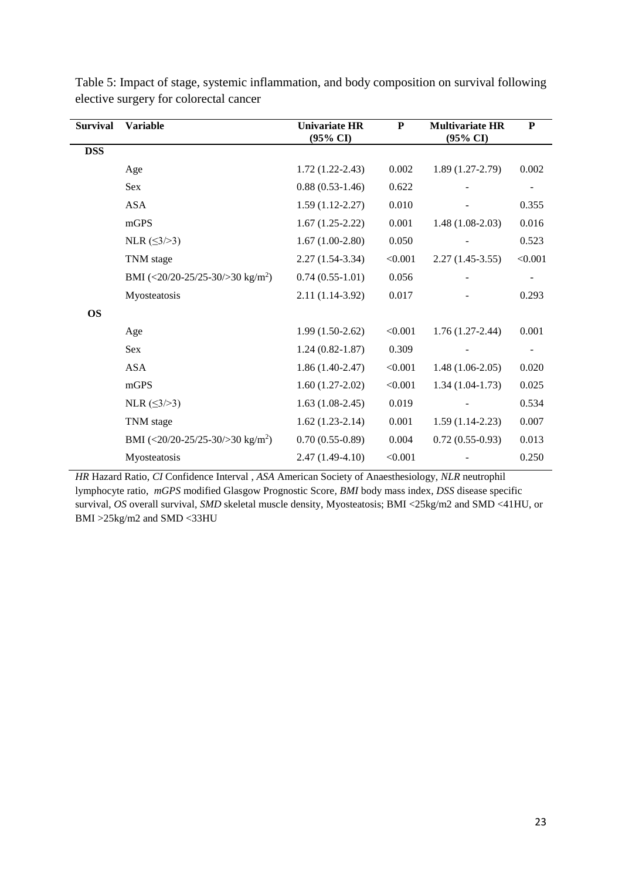Table 5: Impact of stage, systemic inflammation, and body composition on survival following elective surgery for colorectal cancer

| Survival | Variable | Univariate HR (95% CI) | P | Multivariate HR (95% CI) | P |
|---|---|---|---|---|---|
| **DSS** | | | | | |
| | Age | 1.72 (1.22-2.43) | 0.002 | 1.89 (1.27-2.79) | 0.002 |
| | Sex | 0.88 (0.53-1.46) | 0.622 | - | - |
| | ASA | 1.59 (1.12-2.27) | 0.010 | - | 0.355 |
| | mGPS | 1.67 (1.25-2.22) | 0.001 | 1.48 (1.08-2.03) | 0.016 |
| | NLR (≤3/>3) | 1.67 (1.00-2.80) | 0.050 | - | 0.523 |
| | TNM stage | 2.27 (1.54-3.34) | <0.001 | 2.27 (1.45-3.55) | <0.001 |
| | BMI (<20/20-25/25-30/>30 kg/m$^2$) | 0.74 (0.55-1.01) | 0.056 | - | - |
| | Myosteatosis | 2.11 (1.14-3.92) | 0.017 | - | 0.293 |
| **OS** | | | | | |
| | Age | 1.99 (1.50-2.62) | <0.001 | 1.76 (1.27-2.44) | 0.001 |
| | Sex | 1.24 (0.82-1.87) | 0.309 | - | - |
| | ASA | 1.86 (1.40-2.47) | <0.001 | 1.48 (1.06-2.05) | 0.020 |
| | mGPS | 1.60 (1.27-2.02) | <0.001 | 1.34 (1.04-1.73) | 0.025 |
| | NLR (≤3/>3) | 1.63 (1.08-2.45) | 0.019 | - | 0.534 |
| | TNM stage | 1.62 (1.23-2.14) | 0.001 | 1.59 (1.14-2.23) | 0.007 |
| | BMI (<20/20-25/25-30/>30 kg/m$^2$) | 0.70 (0.55-0.89) | 0.004 | 0.72 (0.55-0.93) | 0.013 |
| | Myosteatosis | 2.47 (1.49-4.10) | <0.001 | - | 0.250 |

*HR* Hazard Ratio, *CI* Confidence Interval , *ASA* American Society of Anaesthesiology, *NLR* neutrophil lymphocyte ratio, *mGPS* modified Glasgow Prognostic Score, *BMI* body mass index, *DSS* disease specific survival, *OS* overall survival, *SMD* skeletal muscle density, Myosteatosis; BMI <25kg/m2 and SMD <41HU, or BMI >25kg/m2 and SMD <33HU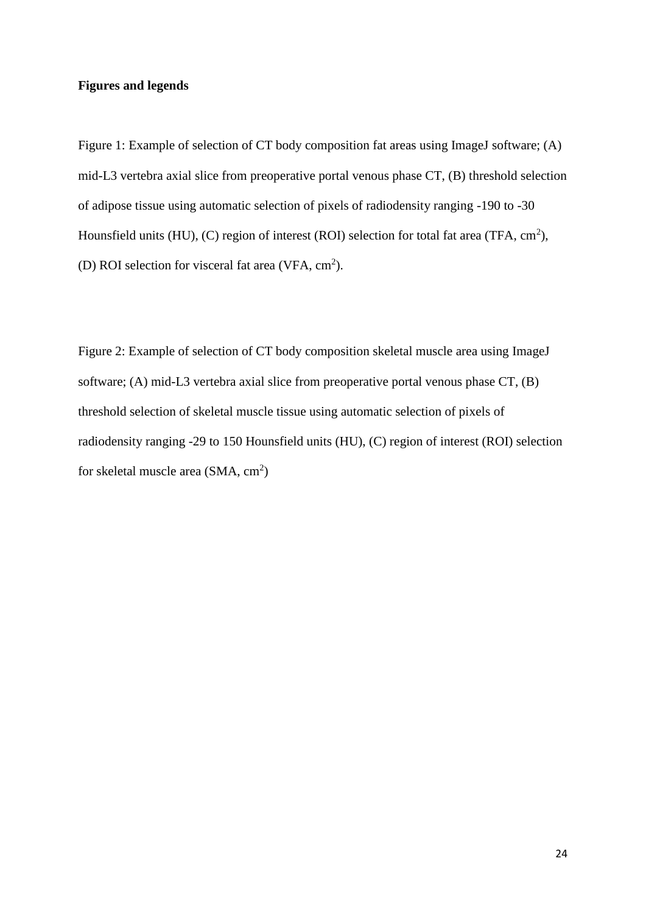**Figures and legends**

Figure 1: Example of selection of CT body composition fat areas using ImageJ software; (A) mid-L3 vertebra axial slice from preoperative portal venous phase CT, (B) threshold selection of adipose tissue using automatic selection of pixels of radiodensity ranging -190 to -30 Hounsfield units (HU), (C) region of interest (ROI) selection for total fat area (TFA, $cm^2$), (D) ROI selection for visceral fat area (VFA, $cm^2$).

Figure 2: Example of selection of CT body composition skeletal muscle area using ImageJ software; (A) mid-L3 vertebra axial slice from preoperative portal venous phase CT, (B) threshold selection of skeletal muscle tissue using automatic selection of pixels of radiodensity ranging -29 to 150 Hounsfield units (HU), (C) region of interest (ROI) selection for skeletal muscle area (SMA, $cm^2$)